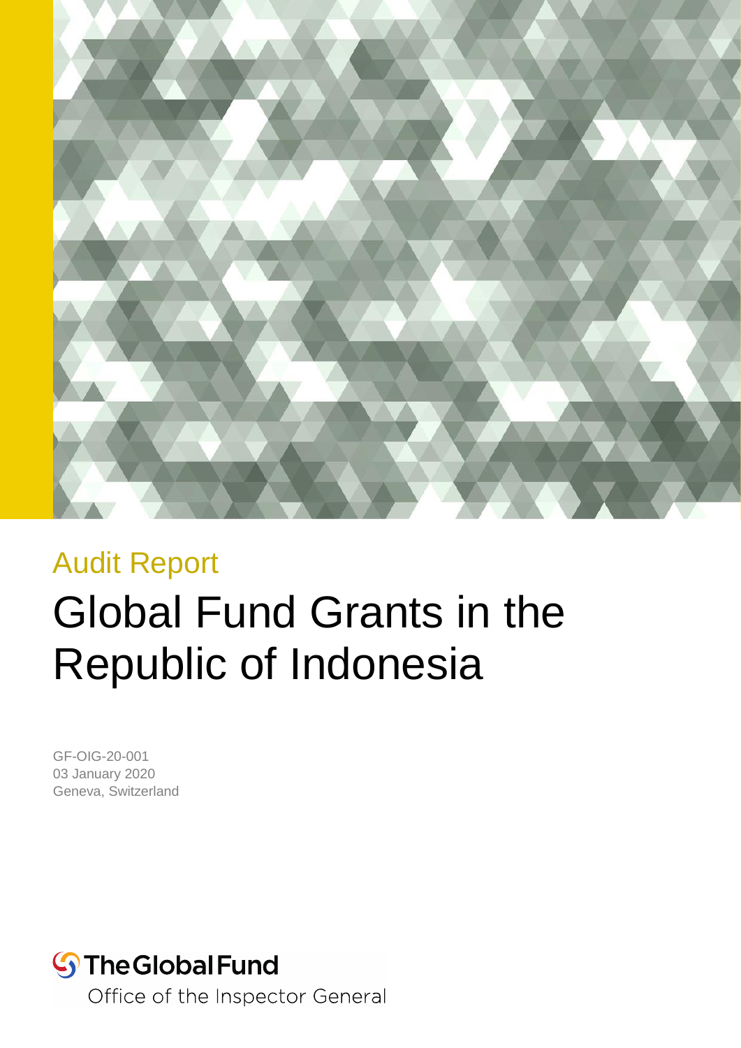Audit Report

# Global Fund Grants in the Republic of Indonesia

GF-OIG-20-001
03 January 2020
Geneva, Switzerland

The Global Fund
Office of the Inspector General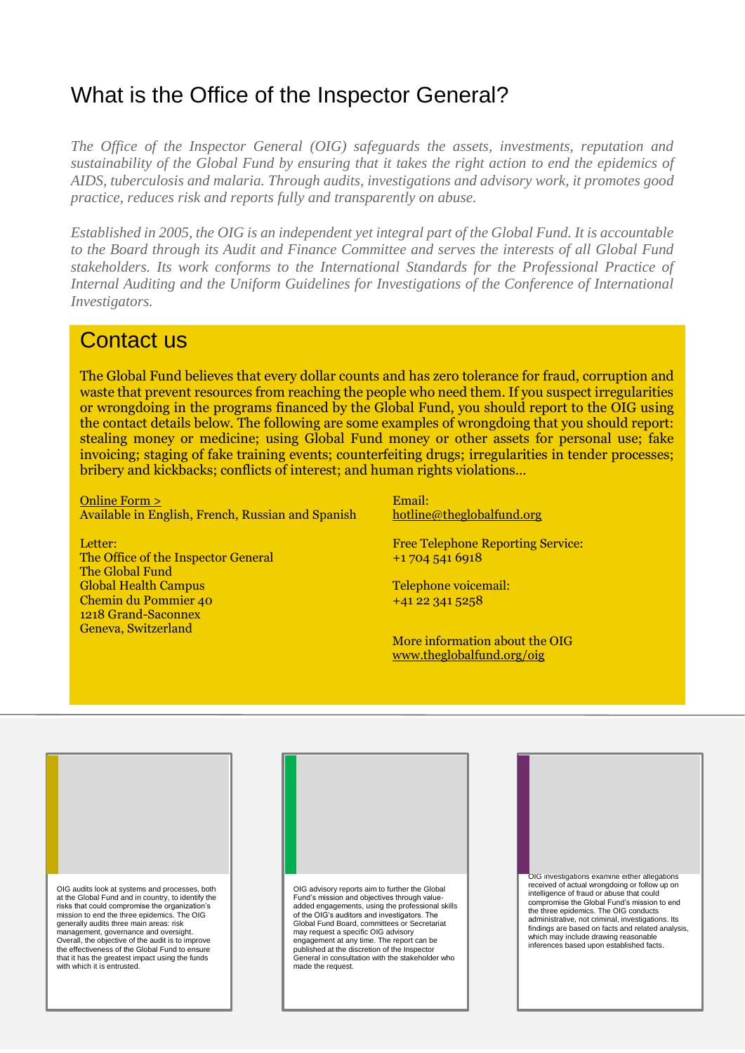# What is the Office of the Inspector General?

*The Office of the Inspector General (OIG) safeguards the assets, investments, reputation and sustainability of the Global Fund by ensuring that it takes the right action to end the epidemics of AIDS, tuberculosis and malaria. Through audits, investigations and advisory work, it promotes good practice, reduces risk and reports fully and transparently on abuse.*

*Established in 2005, the OIG is an independent yet integral part of the Global Fund. It is accountable to the Board through its Audit and Finance Committee and serves the interests of all Global Fund stakeholders. Its work conforms to the International Standards for the Professional Practice of Internal Auditing and the Uniform Guidelines for Investigations of the Conference of International Investigators.*

## Contact us

The Global Fund believes that every dollar counts and has zero tolerance for fraud, corruption and waste that prevent resources from reaching the people who need them. If you suspect irregularities or wrongdoing in the programs financed by the Global Fund, you should report to the OIG using the contact details below. The following are some examples of wrongdoing that you should report: stealing money or medicine; using Global Fund money or other assets for personal use; fake invoicing; staging of fake training events; counterfeiting drugs; irregularities in tender processes; bribery and kickbacks; conflicts of interest; and human rights violations…

Online Form >
Available in English, French, Russian and Spanish

Letter:
The Office of the Inspector General
The Global Fund
Global Health Campus
Chemin du Pommier 40
1218 Grand-Saconnex
Geneva, Switzerland

Email:
hotline@theglobalfund.org

Free Telephone Reporting Service:
+1 704 541 6918

Telephone voicemail:
+41 22 341 5258

More information about the OIG
www.theglobalfund.org/oig

OIG audits look at systems and processes, both at the Global Fund and in country, to identify the risks that could compromise the organization's mission to end the three epidemics. The OIG generally audits three main areas: risk management, governance and oversight. Overall, the objective of the audit is to improve the effectiveness of the Global Fund to ensure that it has the greatest impact using the funds with which it is entrusted.

OIG advisory reports aim to further the Global Fund's mission and objectives through value-added engagements, using the professional skills of the OIG's auditors and investigators. The Global Fund Board, committees or Secretariat may request a specific OIG advisory engagement at any time. The report can be published at the discretion of the Inspector General in consultation with the stakeholder who made the request.

OIG investigations examine either allegations received of actual wrongdoing or follow up on intelligence of fraud or abuse that could compromise the Global Fund's mission to end the three epidemics. The OIG conducts administrative, not criminal, investigations. Its findings are based on facts and related analysis, which may include drawing reasonable inferences based upon established facts.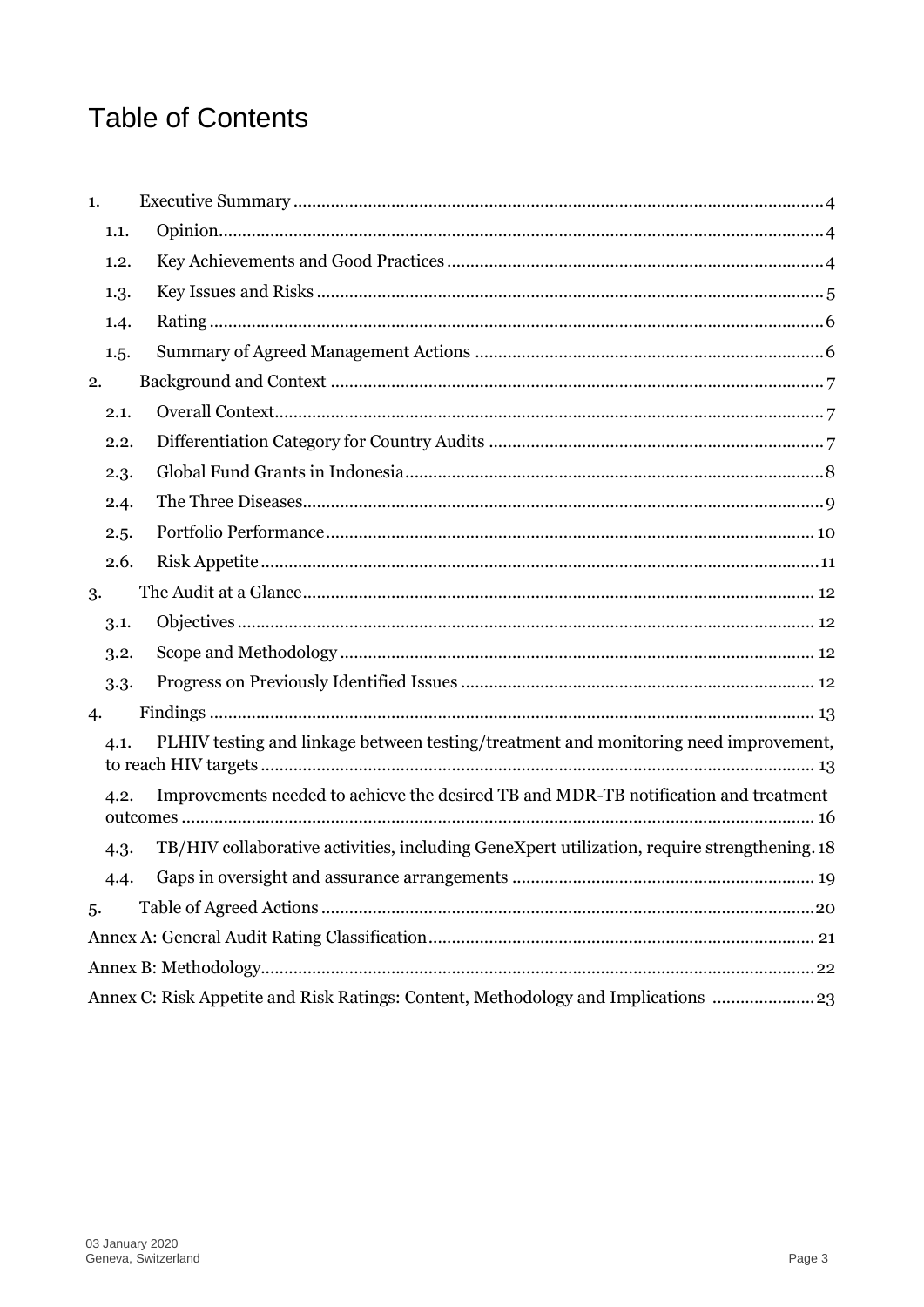# Table of Contents

1. Executive Summary .......... 4
   - 1.1. Opinion .......... 4
   - 1.2. Key Achievements and Good Practices .......... 4
   - 1.3. Key Issues and Risks .......... 5
   - 1.4. Rating .......... 6
   - 1.5. Summary of Agreed Management Actions .......... 6
2. Background and Context .......... 7
   - 2.1. Overall Context .......... 7
   - 2.2. Differentiation Category for Country Audits .......... 7
   - 2.3. Global Fund Grants in Indonesia .......... 8
   - 2.4. The Three Diseases .......... 9
   - 2.5. Portfolio Performance .......... 10
   - 2.6. Risk Appetite .......... 11
3. The Audit at a Glance .......... 12
   - 3.1. Objectives .......... 12
   - 3.2. Scope and Methodology .......... 12
   - 3.3. Progress on Previously Identified Issues .......... 12
4. Findings .......... 13
   - 4.1. PLHIV testing and linkage between testing/treatment and monitoring need improvement, to reach HIV targets .......... 13
   - 4.2. Improvements needed to achieve the desired TB and MDR-TB notification and treatment outcomes .......... 16
   - 4.3. TB/HIV collaborative activities, including GeneXpert utilization, require strengthening .......... 18
   - 4.4. Gaps in oversight and assurance arrangements .......... 19
5. Table of Agreed Actions .......... 20

Annex A: General Audit Rating Classification .......... 21

Annex B: Methodology .......... 22

Annex C: Risk Appetite and Risk Ratings: Content, Methodology and Implications .......... 23

03 January 2020
Geneva, Switzerland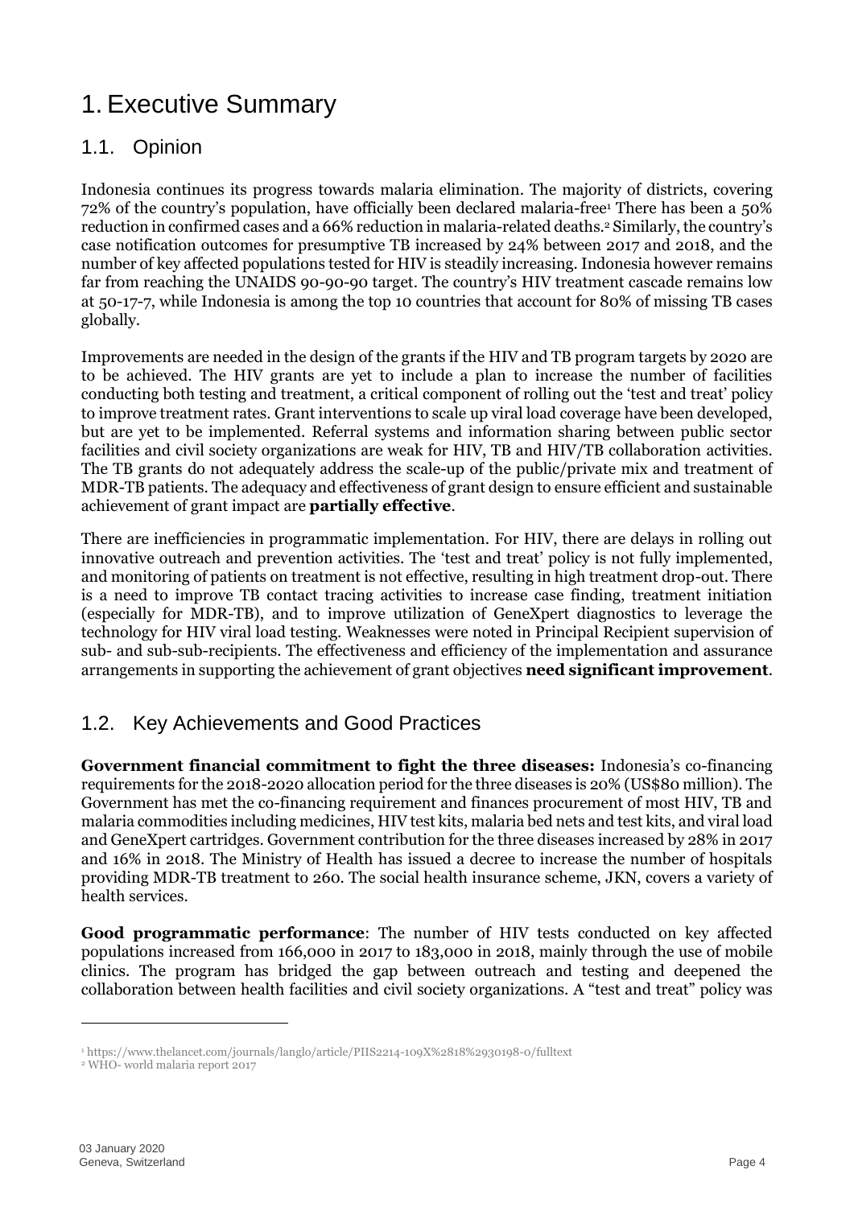# 1. Executive Summary

## 1.1. Opinion

Indonesia continues its progress towards malaria elimination. The majority of districts, covering 72% of the country's population, have officially been declared malaria-free[1] There has been a 50% reduction in confirmed cases and a 66% reduction in malaria-related deaths.[2] Similarly, the country's case notification outcomes for presumptive TB increased by 24% between 2017 and 2018, and the number of key affected populations tested for HIV is steadily increasing. Indonesia however remains far from reaching the UNAIDS 90-90-90 target. The country's HIV treatment cascade remains low at 50-17-7, while Indonesia is among the top 10 countries that account for 80% of missing TB cases globally.

Improvements are needed in the design of the grants if the HIV and TB program targets by 2020 are to be achieved. The HIV grants are yet to include a plan to increase the number of facilities conducting both testing and treatment, a critical component of rolling out the 'test and treat' policy to improve treatment rates. Grant interventions to scale up viral load coverage have been developed, but are yet to be implemented. Referral systems and information sharing between public sector facilities and civil society organizations are weak for HIV, TB and HIV/TB collaboration activities. The TB grants do not adequately address the scale-up of the public/private mix and treatment of MDR-TB patients. The adequacy and effectiveness of grant design to ensure efficient and sustainable achievement of grant impact are **partially effective**.

There are inefficiencies in programmatic implementation. For HIV, there are delays in rolling out innovative outreach and prevention activities. The 'test and treat' policy is not fully implemented, and monitoring of patients on treatment is not effective, resulting in high treatment drop-out. There is a need to improve TB contact tracing activities to increase case finding, treatment initiation (especially for MDR-TB), and to improve utilization of GeneXpert diagnostics to leverage the technology for HIV viral load testing. Weaknesses were noted in Principal Recipient supervision of sub- and sub-sub-recipients. The effectiveness and efficiency of the implementation and assurance arrangements in supporting the achievement of grant objectives **need significant improvement**.

## 1.2. Key Achievements and Good Practices

**Government financial commitment to fight the three diseases:** Indonesia's co-financing requirements for the 2018-2020 allocation period for the three diseases is 20% (US$80 million). The Government has met the co-financing requirement and finances procurement of most HIV, TB and malaria commodities including medicines, HIV test kits, malaria bed nets and test kits, and viral load and GeneXpert cartridges. Government contribution for the three diseases increased by 28% in 2017 and 16% in 2018. The Ministry of Health has issued a decree to increase the number of hospitals providing MDR-TB treatment to 260. The social health insurance scheme, JKN, covers a variety of health services.

**Good programmatic performance**: The number of HIV tests conducted on key affected populations increased from 166,000 in 2017 to 183,000 in 2018, mainly through the use of mobile clinics. The program has bridged the gap between outreach and testing and deepened the collaboration between health facilities and civil society organizations. A "test and treat" policy was

---

[1] https://www.thelancet.com/journals/langlo/article/PIIS2214-109X%2818%2930198-0/fulltext

[2] WHO- world malaria report 2017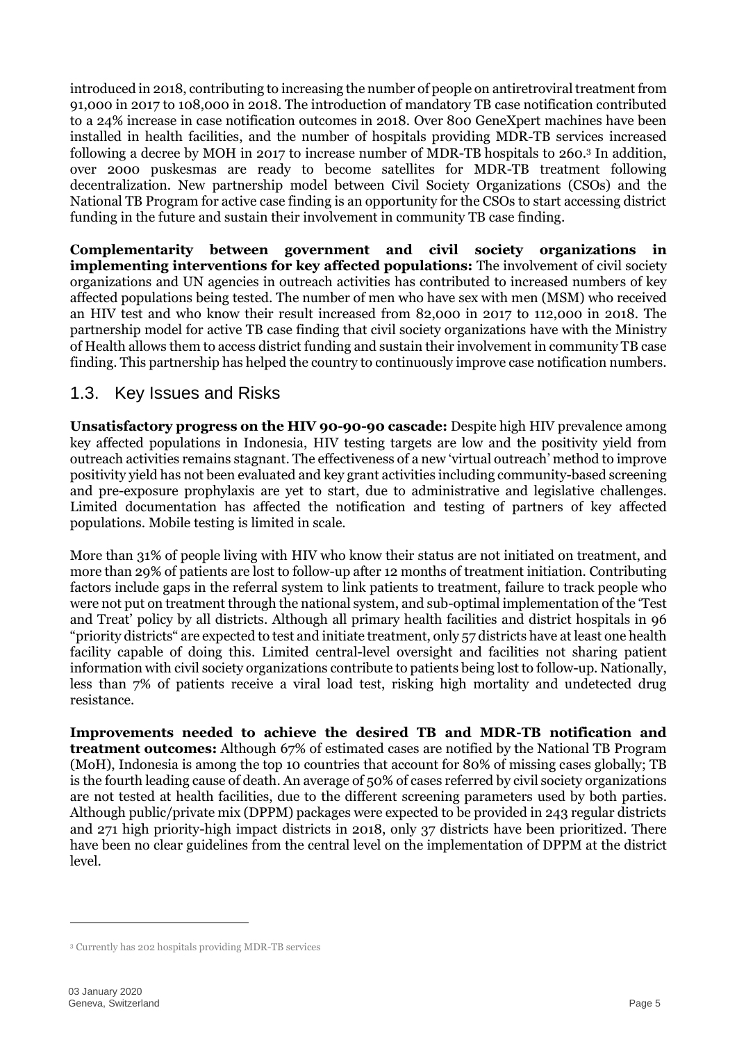introduced in 2018, contributing to increasing the number of people on antiretroviral treatment from 91,000 in 2017 to 108,000 in 2018. The introduction of mandatory TB case notification contributed to a 24% increase in case notification outcomes in 2018. Over 800 GeneXpert machines have been installed in health facilities, and the number of hospitals providing MDR-TB services increased following a decree by MOH in 2017 to increase number of MDR-TB hospitals to 260.[3] In addition, over 2000 puskesmas are ready to become satellites for MDR-TB treatment following decentralization. New partnership model between Civil Society Organizations (CSOs) and the National TB Program for active case finding is an opportunity for the CSOs to start accessing district funding in the future and sustain their involvement in community TB case finding.

**Complementarity between government and civil society organizations in implementing interventions for key affected populations:** The involvement of civil society organizations and UN agencies in outreach activities has contributed to increased numbers of key affected populations being tested. The number of men who have sex with men (MSM) who received an HIV test and who know their result increased from 82,000 in 2017 to 112,000 in 2018. The partnership model for active TB case finding that civil society organizations have with the Ministry of Health allows them to access district funding and sustain their involvement in community TB case finding. This partnership has helped the country to continuously improve case notification numbers.

## 1.3. Key Issues and Risks

**Unsatisfactory progress on the HIV 90-90-90 cascade:** Despite high HIV prevalence among key affected populations in Indonesia, HIV testing targets are low and the positivity yield from outreach activities remains stagnant. The effectiveness of a new 'virtual outreach' method to improve positivity yield has not been evaluated and key grant activities including community-based screening and pre-exposure prophylaxis are yet to start, due to administrative and legislative challenges. Limited documentation has affected the notification and testing of partners of key affected populations. Mobile testing is limited in scale.

More than 31% of people living with HIV who know their status are not initiated on treatment, and more than 29% of patients are lost to follow-up after 12 months of treatment initiation. Contributing factors include gaps in the referral system to link patients to treatment, failure to track people who were not put on treatment through the national system, and sub-optimal implementation of the 'Test and Treat' policy by all districts. Although all primary health facilities and district hospitals in 96 "priority districts" are expected to test and initiate treatment, only 57 districts have at least one health facility capable of doing this. Limited central-level oversight and facilities not sharing patient information with civil society organizations contribute to patients being lost to follow-up. Nationally, less than 7% of patients receive a viral load test, risking high mortality and undetected drug resistance.

**Improvements needed to achieve the desired TB and MDR-TB notification and treatment outcomes:** Although 67% of estimated cases are notified by the National TB Program (MoH), Indonesia is among the top 10 countries that account for 80% of missing cases globally; TB is the fourth leading cause of death. An average of 50% of cases referred by civil society organizations are not tested at health facilities, due to the different screening parameters used by both parties. Although public/private mix (DPPM) packages were expected to be provided in 243 regular districts and 271 high priority-high impact districts in 2018, only 37 districts have been prioritized. There have been no clear guidelines from the central level on the implementation of DPPM at the district level.

[3] Currently has 202 hospitals providing MDR-TB services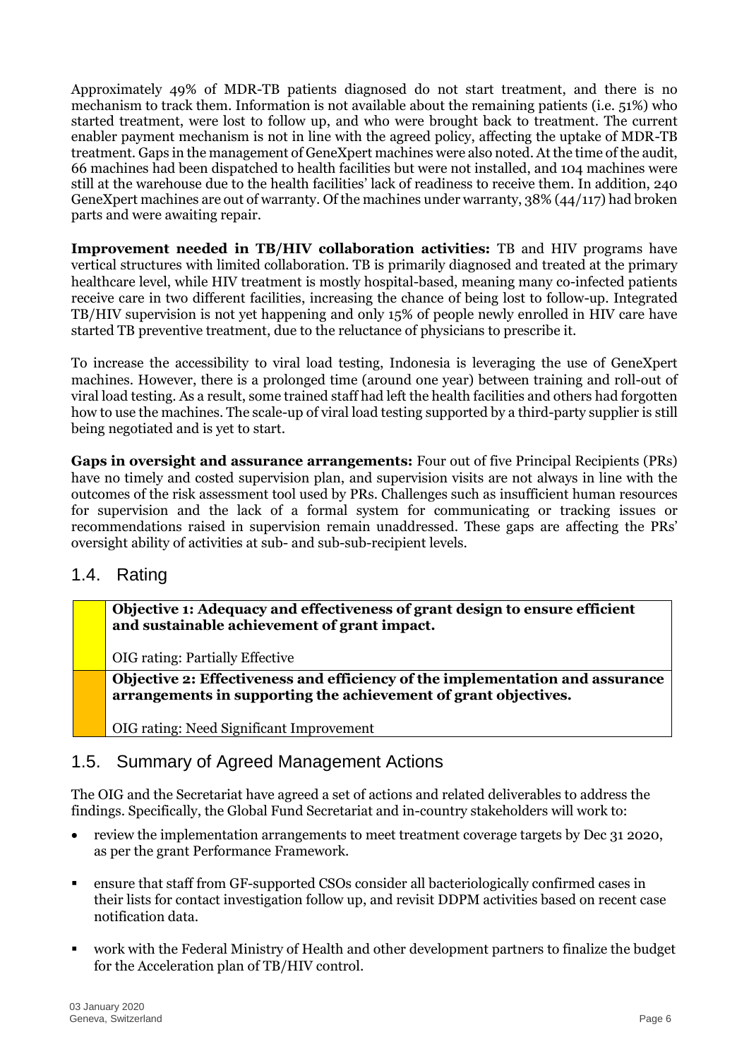Approximately 49% of MDR-TB patients diagnosed do not start treatment, and there is no mechanism to track them. Information is not available about the remaining patients (i.e. 51%) who started treatment, were lost to follow up, and who were brought back to treatment. The current enabler payment mechanism is not in line with the agreed policy, affecting the uptake of MDR-TB treatment. Gaps in the management of GeneXpert machines were also noted. At the time of the audit, 66 machines had been dispatched to health facilities but were not installed, and 104 machines were still at the warehouse due to the health facilities' lack of readiness to receive them. In addition, 240 GeneXpert machines are out of warranty. Of the machines under warranty, 38% (44/117) had broken parts and were awaiting repair.

**Improvement needed in TB/HIV collaboration activities:** TB and HIV programs have vertical structures with limited collaboration. TB is primarily diagnosed and treated at the primary healthcare level, while HIV treatment is mostly hospital-based, meaning many co-infected patients receive care in two different facilities, increasing the chance of being lost to follow-up. Integrated TB/HIV supervision is not yet happening and only 15% of people newly enrolled in HIV care have started TB preventive treatment, due to the reluctance of physicians to prescribe it.

To increase the accessibility to viral load testing, Indonesia is leveraging the use of GeneXpert machines. However, there is a prolonged time (around one year) between training and roll-out of viral load testing. As a result, some trained staff had left the health facilities and others had forgotten how to use the machines. The scale-up of viral load testing supported by a third-party supplier is still being negotiated and is yet to start.

**Gaps in oversight and assurance arrangements:** Four out of five Principal Recipients (PRs) have no timely and costed supervision plan, and supervision visits are not always in line with the outcomes of the risk assessment tool used by PRs. Challenges such as insufficient human resources for supervision and the lack of a formal system for communicating or tracking issues or recommendations raised in supervision remain unaddressed. These gaps are affecting the PRs' oversight ability of activities at sub- and sub-sub-recipient levels.

## 1.4. Rating

| | |
|---|---|
| | **Objective 1: Adequacy and effectiveness of grant design to ensure efficient and sustainable achievement of grant impact.**<br><br>OIG rating: Partially Effective |
| | **Objective 2: Effectiveness and efficiency of the implementation and assurance arrangements in supporting the achievement of grant objectives.**<br><br>OIG rating: Need Significant Improvement |

## 1.5. Summary of Agreed Management Actions

The OIG and the Secretariat have agreed a set of actions and related deliverables to address the findings. Specifically, the Global Fund Secretariat and in-country stakeholders will work to:

- review the implementation arrangements to meet treatment coverage targets by Dec 31 2020, as per the grant Performance Framework.
- ensure that staff from GF-supported CSOs consider all bacteriologically confirmed cases in their lists for contact investigation follow up, and revisit DDPM activities based on recent case notification data.
- work with the Federal Ministry of Health and other development partners to finalize the budget for the Acceleration plan of TB/HIV control.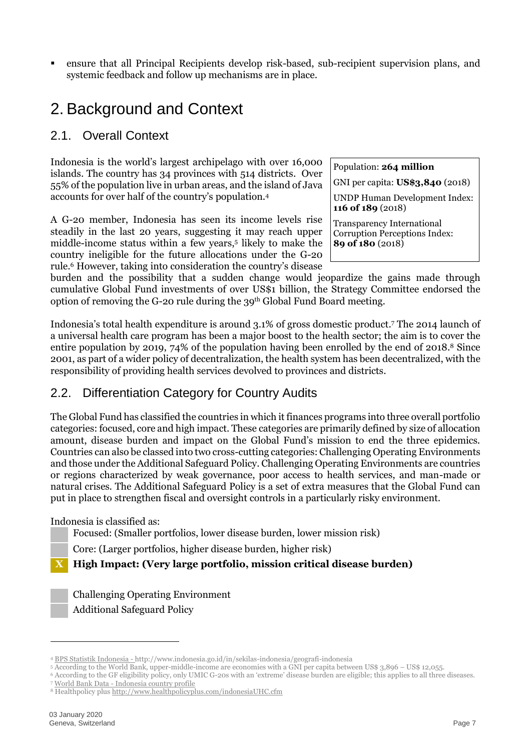- ensure that all Principal Recipients develop risk-based, sub-recipient supervision plans, and systemic feedback and follow up mechanisms are in place.

# 2. Background and Context

## 2.1. Overall Context

Indonesia is the world's largest archipelago with over 16,000 islands. The country has 34 provinces with 514 districts. Over 55% of the population live in urban areas, and the island of Java accounts for over half of the country's population.[4]

| |
|---|
| Population: **264 million** |
| GNI per capita: **US$3,840** (2018) |
| UNDP Human Development Index: **116 of 189** (2018) |
| Transparency International Corruption Perceptions Index: **89 of 180** (2018) |

A G-20 member, Indonesia has seen its income levels rise steadily in the last 20 years, suggesting it may reach upper middle-income status within a few years,[5] likely to make the country ineligible for the future allocations under the G-20 rule.[6] However, taking into consideration the country's disease burden and the possibility that a sudden change would jeopardize the gains made through cumulative Global Fund investments of over US$1 billion, the Strategy Committee endorsed the option of removing the G-20 rule during the 39th Global Fund Board meeting.

Indonesia's total health expenditure is around 3.1% of gross domestic product.[7] The 2014 launch of a universal health care program has been a major boost to the health sector; the aim is to cover the entire population by 2019, 74% of the population having been enrolled by the end of 2018.[8] Since 2001, as part of a wider policy of decentralization, the health system has been decentralized, with the responsibility of providing health services devolved to provinces and districts.

## 2.2. Differentiation Category for Country Audits

The Global Fund has classified the countries in which it finances programs into three overall portfolio categories: focused, core and high impact. These categories are primarily defined by size of allocation amount, disease burden and impact on the Global Fund's mission to end the three epidemics. Countries can also be classed into two cross-cutting categories: Challenging Operating Environments and those under the Additional Safeguard Policy. Challenging Operating Environments are countries or regions characterized by weak governance, poor access to health services, and man-made or natural crises. The Additional Safeguard Policy is a set of extra measures that the Global Fund can put in place to strengthen fiscal and oversight controls in a particularly risky environment.

Indonesia is classified as:

- [ ] Focused: (Smaller portfolios, lower disease burden, lower mission risk)
- [ ] Core: (Larger portfolios, higher disease burden, higher risk)
- [X] **High Impact: (Very large portfolio, mission critical disease burden)**

- [ ] Challenging Operating Environment
- [ ] Additional Safeguard Policy

---

[4] BPS Statistik Indonesia - http://www.indonesia.go.id/in/sekilas-indonesia/geografi-indonesia

[5] According to the World Bank, upper-middle-income are economies with a GNI per capita between US$ 3,896 – US$ 12,055.

[6] According to the GF eligibility policy, only UMIC G-20s with an 'extreme' disease burden are eligible; this applies to all three diseases.

[7] World Bank Data - Indonesia country profile

[8] Healthpolicy plus http://www.healthpolicyplus.com/indonesiaUHC.cfm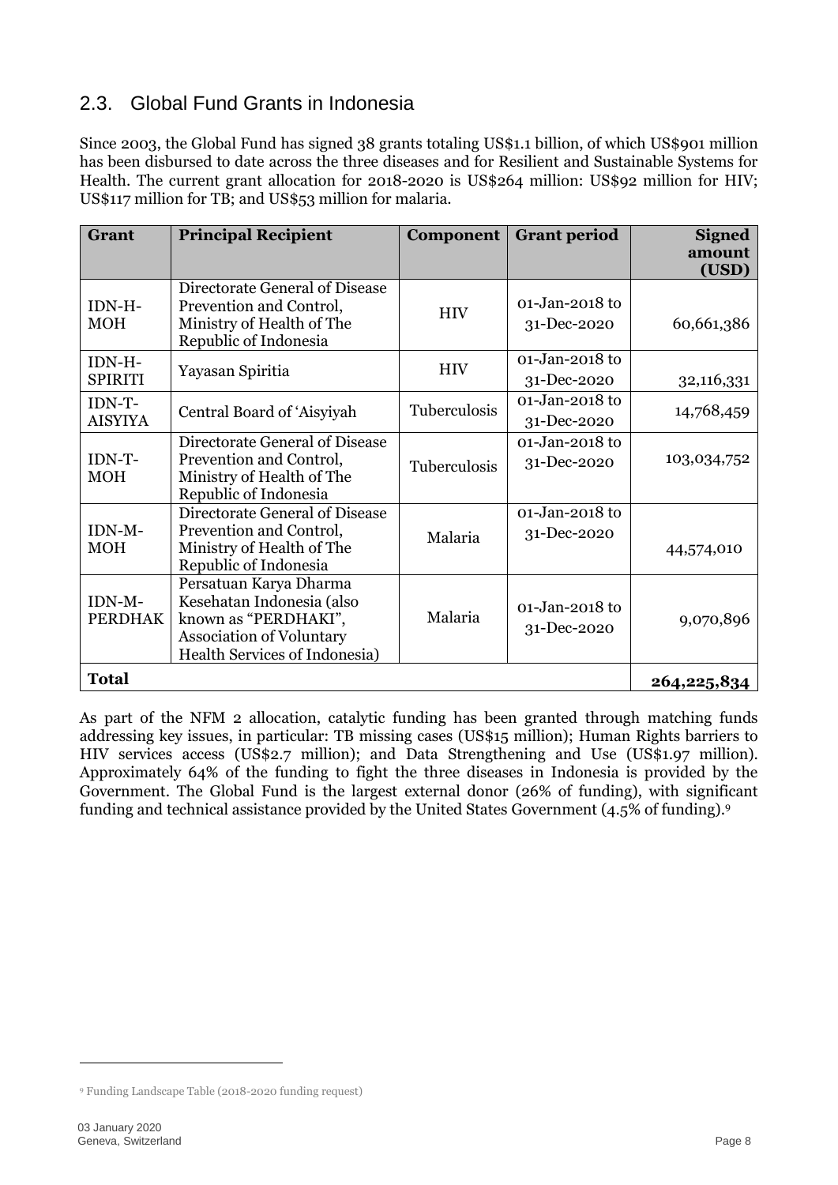## 2.3. Global Fund Grants in Indonesia

Since 2003, the Global Fund has signed 38 grants totaling US$1.1 billion, of which US$901 million has been disbursed to date across the three diseases and for Resilient and Sustainable Systems for Health. The current grant allocation for 2018-2020 is US$264 million: US$92 million for HIV; US$117 million for TB; and US$53 million for malaria.

| Grant | Principal Recipient | Component | Grant period | Signed amount (USD) |
|---|---|---|---|---|
| IDN-H-MOH | Directorate General of Disease Prevention and Control, Ministry of Health of The Republic of Indonesia | HIV | 01-Jan-2018 to 31-Dec-2020 | 60,661,386 |
| IDN-H-SPIRITI | Yayasan Spiritia | HIV | 01-Jan-2018 to 31-Dec-2020 | 32,116,331 |
| IDN-T-AISYIYA | Central Board of 'Aisyiyah | Tuberculosis | 01-Jan-2018 to 31-Dec-2020 | 14,768,459 |
| IDN-T-MOH | Directorate General of Disease Prevention and Control, Ministry of Health of The Republic of Indonesia | Tuberculosis | 01-Jan-2018 to 31-Dec-2020 | 103,034,752 |
| IDN-M-MOH | Directorate General of Disease Prevention and Control, Ministry of Health of The Republic of Indonesia | Malaria | 01-Jan-2018 to 31-Dec-2020 | 44,574,010 |
| IDN-M-PERDHAK | Persatuan Karya Dharma Kesehatan Indonesia (also known as "PERDHAKI", Association of Voluntary Health Services of Indonesia) | Malaria | 01-Jan-2018 to 31-Dec-2020 | 9,070,896 |
| **Total** | | | | **264,225,834** |

As part of the NFM 2 allocation, catalytic funding has been granted through matching funds addressing key issues, in particular: TB missing cases (US$15 million); Human Rights barriers to HIV services access (US$2.7 million); and Data Strengthening and Use (US$1.97 million). Approximately 64% of the funding to fight the three diseases in Indonesia is provided by the Government. The Global Fund is the largest external donor (26% of funding), with significant funding and technical assistance provided by the United States Government (4.5% of funding).[9]

[9] Funding Landscape Table (2018-2020 funding request)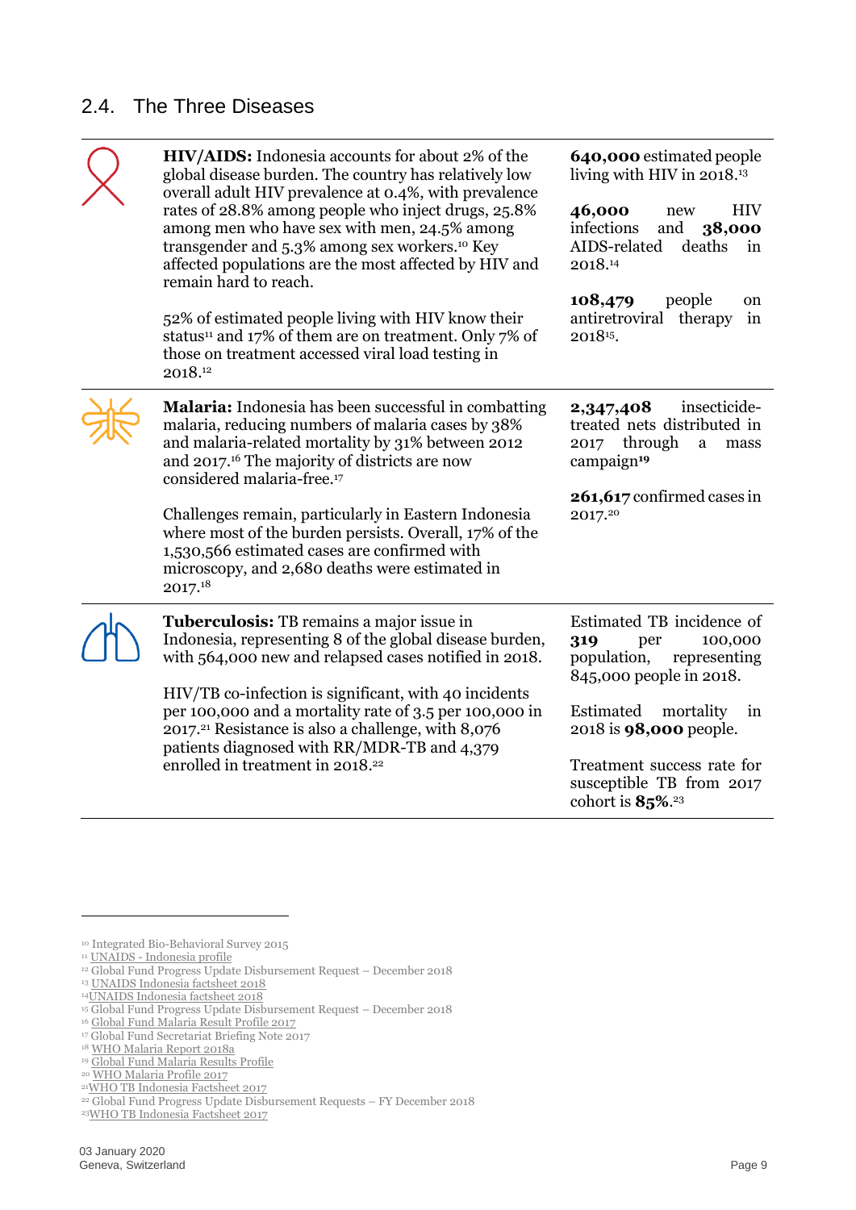## 2.4. The Three Diseases

| Disease | Key statistics |
| --- | --- |
| **HIV/AIDS:** Indonesia accounts for about 2% of the global disease burden. The country has relatively low overall adult HIV prevalence at 0.4%, with prevalence rates of 28.8% among people who inject drugs, 25.8% among men who have sex with men, 24.5% among transgender and 5.3% among sex workers.[10] Key affected populations are the most affected by HIV and remain hard to reach.<br><br>52% of estimated people living with HIV know their status[11] and 17% of them are on treatment. Only 7% of those on treatment accessed viral load testing in 2018.[12] | **640,000** estimated people living with HIV in 2018.[13]<br><br>**46,000** new HIV infections and **38,000** AIDS-related deaths in 2018.[14]<br><br>**108,479** people on antiretroviral therapy in 2018[15]. |
| **Malaria:** Indonesia has been successful in combatting malaria, reducing numbers of malaria cases by 38% and malaria-related mortality by 31% between 2012 and 2017.[16] The majority of districts are now considered malaria-free.[17]<br><br>Challenges remain, particularly in Eastern Indonesia where most of the burden persists. Overall, 17% of the 1,530,566 estimated cases are confirmed with microscopy, and 2,680 deaths were estimated in 2017.[18] | **2,347,408** insecticide-treated nets distributed in 2017 through a mass campaign[19]<br><br>**261,617** confirmed cases in 2017.[20] |
| **Tuberculosis:** TB remains a major issue in Indonesia, representing 8 of the global disease burden, with 564,000 new and relapsed cases notified in 2018.<br><br>HIV/TB co-infection is significant, with 40 incidents per 100,000 and a mortality rate of 3.5 per 100,000 in 2017.[21] Resistance is also a challenge, with 8,076 patients diagnosed with RR/MDR-TB and 4,379 enrolled in treatment in 2018.[22] | Estimated TB incidence of **319** per 100,000 population, representing 845,000 people in 2018.<br><br>Estimated mortality in 2018 is **98,000** people.<br><br>Treatment success rate for susceptible TB from 2017 cohort is **85%**.[23] |

[10] Integrated Bio-Behavioral Survey 2015
[11] UNAIDS - Indonesia profile
[12] Global Fund Progress Update Disbursement Request – December 2018
[13] UNAIDS Indonesia factsheet 2018
[14] UNAIDS Indonesia factsheet 2018
[15] Global Fund Progress Update Disbursement Request – December 2018
[16] Global Fund Malaria Result Profile 2017
[17] Global Fund Secretariat Briefing Note 2017
[18] WHO Malaria Report 2018a
[19] Global Fund Malaria Results Profile
[20] WHO Malaria Profile 2017
[21] WHO TB Indonesia Factsheet 2017
[22] Global Fund Progress Update Disbursement Requests – FY December 2018
[23] WHO TB Indonesia Factsheet 2017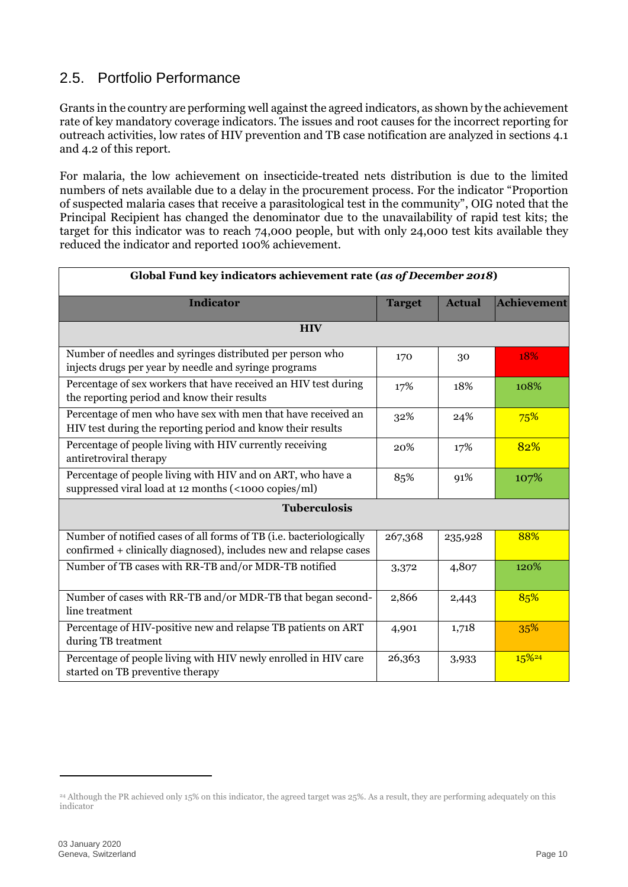## 2.5. Portfolio Performance

Grants in the country are performing well against the agreed indicators, as shown by the achievement rate of key mandatory coverage indicators. The issues and root causes for the incorrect reporting for outreach activities, low rates of HIV prevention and TB case notification are analyzed in sections 4.1 and 4.2 of this report.

For malaria, the low achievement on insecticide-treated nets distribution is due to the limited numbers of nets available due to a delay in the procurement process. For the indicator "Proportion of suspected malaria cases that receive a parasitological test in the community", OIG noted that the Principal Recipient has changed the denominator due to the unavailability of rapid test kits; the target for this indicator was to reach 74,000 people, but with only 24,000 test kits available they reduced the indicator and reported 100% achievement.

**Global Fund key indicators achievement rate (*as of December 2018*)**

| Indicator | Target | Actual | Achievement |
|---|---|---|---|
| **HIV** | | | |
| Number of needles and syringes distributed per person who injects drugs per year by needle and syringe programs | 170 | 30 | 18% |
| Percentage of sex workers that have received an HIV test during the reporting period and know their results | 17% | 18% | 108% |
| Percentage of men who have sex with men that have received an HIV test during the reporting period and know their results | 32% | 24% | 75% |
| Percentage of people living with HIV currently receiving antiretroviral therapy | 20% | 17% | 82% |
| Percentage of people living with HIV and on ART, who have a suppressed viral load at 12 months (<1000 copies/ml) | 85% | 91% | 107% |
| **Tuberculosis** | | | |
| Number of notified cases of all forms of TB (i.e. bacteriologically confirmed + clinically diagnosed), includes new and relapse cases | 267,368 | 235,928 | 88% |
| Number of TB cases with RR-TB and/or MDR-TB notified | 3,372 | 4,807 | 120% |
| Number of cases with RR-TB and/or MDR-TB that began second-line treatment | 2,866 | 2,443 | 85% |
| Percentage of HIV-positive new and relapse TB patients on ART during TB treatment | 4,901 | 1,718 | 35% |
| Percentage of people living with HIV newly enrolled in HIV care started on TB preventive therapy | 26,363 | 3,933 | 15%[24] |

[24] Although the PR achieved only 15% on this indicator, the agreed target was 25%. As a result, they are performing adequately on this indicator

03 January 2020
Geneva, Switzerland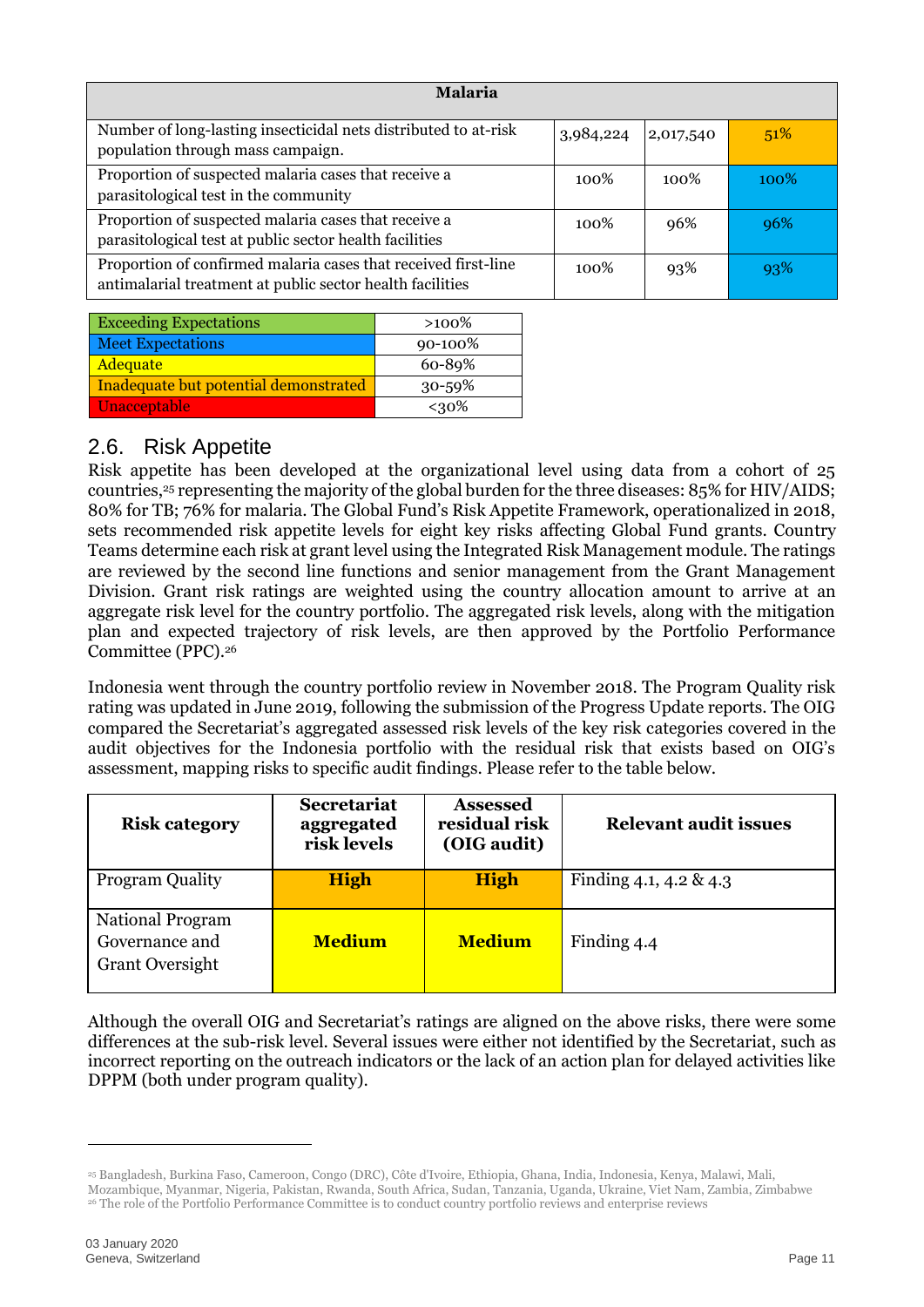| Malaria | | | |
|---|---|---|---|
| Number of long-lasting insecticidal nets distributed to at-risk population through mass campaign. | 3,984,224 | 2,017,540 | 51% |
| Proportion of suspected malaria cases that receive a parasitological test in the community | 100% | 100% | 100% |
| Proportion of suspected malaria cases that receive a parasitological test at public sector health facilities | 100% | 96% | 96% |
| Proportion of confirmed malaria cases that received first-line antimalarial treatment at public sector health facilities | 100% | 93% | 93% |

| Exceeding Expectations | >100% |
|---|---|
| Meet Expectations | 90-100% |
| Adequate | 60-89% |
| Inadequate but potential demonstrated | 30-59% |
| Unacceptable | <30% |

## 2.6. Risk Appetite

Risk appetite has been developed at the organizational level using data from a cohort of 25 countries,[25] representing the majority of the global burden for the three diseases: 85% for HIV/AIDS; 80% for TB; 76% for malaria. The Global Fund's Risk Appetite Framework, operationalized in 2018, sets recommended risk appetite levels for eight key risks affecting Global Fund grants. Country Teams determine each risk at grant level using the Integrated Risk Management module. The ratings are reviewed by the second line functions and senior management from the Grant Management Division. Grant risk ratings are weighted using the country allocation amount to arrive at an aggregate risk level for the country portfolio. The aggregated risk levels, along with the mitigation plan and expected trajectory of risk levels, are then approved by the Portfolio Performance Committee (PPC).[26]

Indonesia went through the country portfolio review in November 2018. The Program Quality risk rating was updated in June 2019, following the submission of the Progress Update reports. The OIG compared the Secretariat's aggregated assessed risk levels of the key risk categories covered in the audit objectives for the Indonesia portfolio with the residual risk that exists based on OIG's assessment, mapping risks to specific audit findings. Please refer to the table below.

| Risk category | Secretariat aggregated risk levels | Assessed residual risk (OIG audit) | Relevant audit issues |
|---|---|---|---|
| Program Quality | **High** | **High** | Finding 4.1, 4.2 & 4.3 |
| National Program Governance and Grant Oversight | **Medium** | **Medium** | Finding 4.4 |

Although the overall OIG and Secretariat's ratings are aligned on the above risks, there were some differences at the sub-risk level. Several issues were either not identified by the Secretariat, such as incorrect reporting on the outreach indicators or the lack of an action plan for delayed activities like DPPM (both under program quality).

[25] Bangladesh, Burkina Faso, Cameroon, Congo (DRC), Côte d'Ivoire, Ethiopia, Ghana, India, Indonesia, Kenya, Malawi, Mali, Mozambique, Myanmar, Nigeria, Pakistan, Rwanda, South Africa, Sudan, Tanzania, Uganda, Ukraine, Viet Nam, Zambia, Zimbabwe

[26] The role of the Portfolio Performance Committee is to conduct country portfolio reviews and enterprise reviews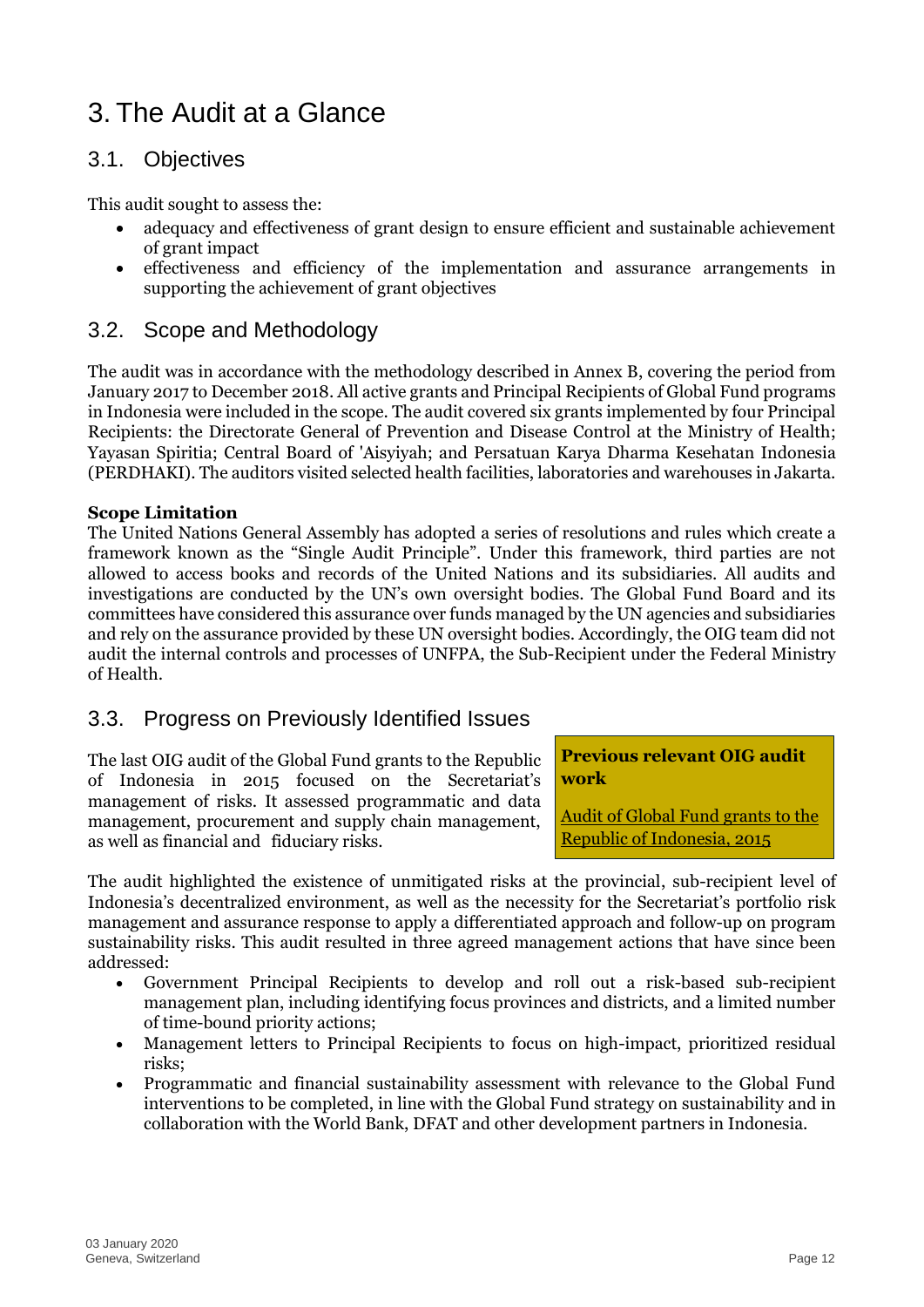# 3. The Audit at a Glance

## 3.1. Objectives

This audit sought to assess the:

- adequacy and effectiveness of grant design to ensure efficient and sustainable achievement of grant impact
- effectiveness and efficiency of the implementation and assurance arrangements in supporting the achievement of grant objectives

## 3.2. Scope and Methodology

The audit was in accordance with the methodology described in Annex B, covering the period from January 2017 to December 2018. All active grants and Principal Recipients of Global Fund programs in Indonesia were included in the scope. The audit covered six grants implemented by four Principal Recipients: the Directorate General of Prevention and Disease Control at the Ministry of Health; Yayasan Spiritia; Central Board of 'Aisyiyah; and Persatuan Karya Dharma Kesehatan Indonesia (PERDHAKI). The auditors visited selected health facilities, laboratories and warehouses in Jakarta.

**Scope Limitation**

The United Nations General Assembly has adopted a series of resolutions and rules which create a framework known as the "Single Audit Principle". Under this framework, third parties are not allowed to access books and records of the United Nations and its subsidiaries. All audits and investigations are conducted by the UN's own oversight bodies. The Global Fund Board and its committees have considered this assurance over funds managed by the UN agencies and subsidiaries and rely on the assurance provided by these UN oversight bodies. Accordingly, the OIG team did not audit the internal controls and processes of UNFPA, the Sub-Recipient under the Federal Ministry of Health.

## 3.3. Progress on Previously Identified Issues

The last OIG audit of the Global Fund grants to the Republic of Indonesia in 2015 focused on the Secretariat's management of risks. It assessed programmatic and data management, procurement and supply chain management, as well as financial and fiduciary risks.

**Previous relevant OIG audit work**

Audit of Global Fund grants to the Republic of Indonesia, 2015

The audit highlighted the existence of unmitigated risks at the provincial, sub-recipient level of Indonesia's decentralized environment, as well as the necessity for the Secretariat's portfolio risk management and assurance response to apply a differentiated approach and follow-up on program sustainability risks. This audit resulted in three agreed management actions that have since been addressed:

- Government Principal Recipients to develop and roll out a risk-based sub-recipient management plan, including identifying focus provinces and districts, and a limited number of time-bound priority actions;
- Management letters to Principal Recipients to focus on high-impact, prioritized residual risks;
- Programmatic and financial sustainability assessment with relevance to the Global Fund interventions to be completed, in line with the Global Fund strategy on sustainability and in collaboration with the World Bank, DFAT and other development partners in Indonesia.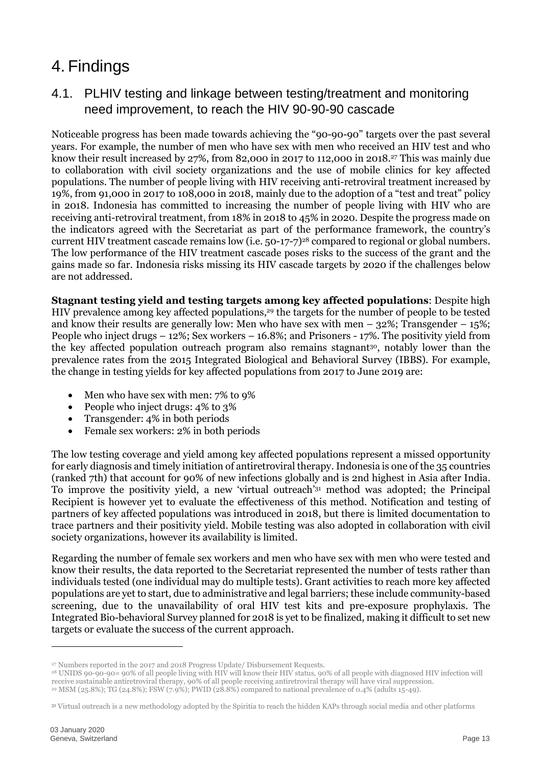# 4. Findings

## 4.1. PLHIV testing and linkage between testing/treatment and monitoring need improvement, to reach the HIV 90-90-90 cascade

Noticeable progress has been made towards achieving the "90-90-90" targets over the past several years. For example, the number of men who have sex with men who received an HIV test and who know their result increased by 27%, from 82,000 in 2017 to 112,000 in 2018.[27] This was mainly due to collaboration with civil society organizations and the use of mobile clinics for key affected populations. The number of people living with HIV receiving anti-retroviral treatment increased by 19%, from 91,000 in 2017 to 108,000 in 2018, mainly due to the adoption of a "test and treat" policy in 2018. Indonesia has committed to increasing the number of people living with HIV who are receiving anti-retroviral treatment, from 18% in 2018 to 45% in 2020. Despite the progress made on the indicators agreed with the Secretariat as part of the performance framework, the country's current HIV treatment cascade remains low (i.e. 50-17-7)[28] compared to regional or global numbers. The low performance of the HIV treatment cascade poses risks to the success of the grant and the gains made so far. Indonesia risks missing its HIV cascade targets by 2020 if the challenges below are not addressed.

**Stagnant testing yield and testing targets among key affected populations**: Despite high HIV prevalence among key affected populations,[29] the targets for the number of people to be tested and know their results are generally low: Men who have sex with men – 32%; Transgender – 15%; People who inject drugs – 12%; Sex workers – 16.8%; and Prisoners - 17%. The positivity yield from the key affected population outreach program also remains stagnant[30], notably lower than the prevalence rates from the 2015 Integrated Biological and Behavioral Survey (IBBS). For example, the change in testing yields for key affected populations from 2017 to June 2019 are:

- Men who have sex with men: 7% to 9%
- People who inject drugs: 4% to 3%
- Transgender: 4% in both periods
- Female sex workers: 2% in both periods

The low testing coverage and yield among key affected populations represent a missed opportunity for early diagnosis and timely initiation of antiretroviral therapy. Indonesia is one of the 35 countries (ranked 7th) that account for 90% of new infections globally and is 2nd highest in Asia after India. To improve the positivity yield, a new 'virtual outreach'[31] method was adopted; the Principal Recipient is however yet to evaluate the effectiveness of this method. Notification and testing of partners of key affected populations was introduced in 2018, but there is limited documentation to trace partners and their positivity yield. Mobile testing was also adopted in collaboration with civil society organizations, however its availability is limited.

Regarding the number of female sex workers and men who have sex with men who were tested and know their results, the data reported to the Secretariat represented the number of tests rather than individuals tested (one individual may do multiple tests). Grant activities to reach more key affected populations are yet to start, due to administrative and legal barriers; these include community-based screening, due to the unavailability of oral HIV test kits and pre-exposure prophylaxis. The Integrated Bio-behavioral Survey planned for 2018 is yet to be finalized, making it difficult to set new targets or evaluate the success of the current approach.

---

[27] Numbers reported in the 2017 and 2018 Progress Update/ Disbursement Requests.

[28] UNIDS 90-90-90= 90% of all people living with HIV will know their HIV status, 90% of all people with diagnosed HIV infection will receive sustainable antiretroviral therapy, 90% of all people receiving antiretroviral therapy will have viral suppression.

[29] MSM (25.8%); TG (24.8%); FSW (7.9%); PWID (28.8%) compared to national prevalence of 0.4% (adults 15-49).

[31] Virtual outreach is a new methodology adopted by the Spiritia to reach the hidden KAPs through social media and other platforms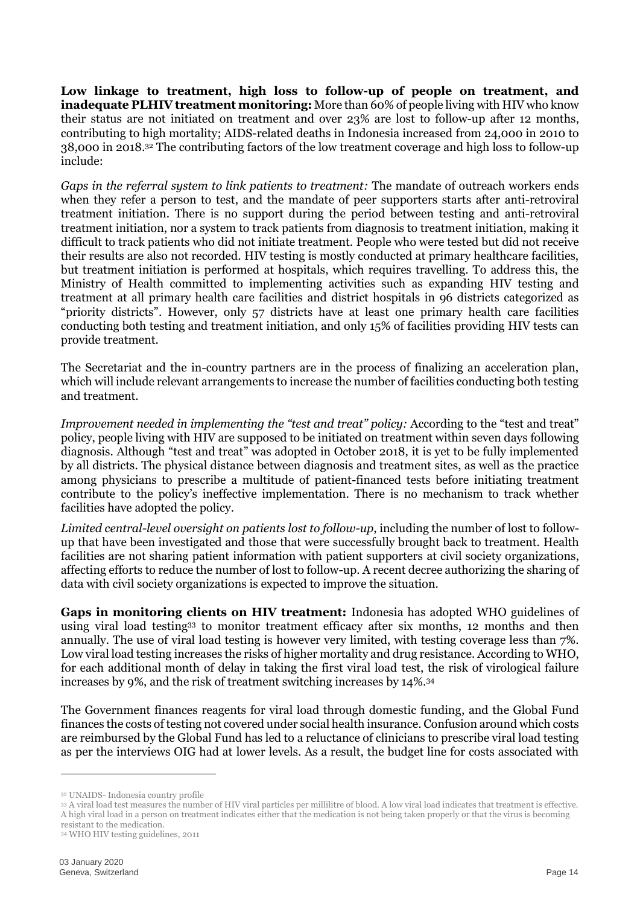**Low linkage to treatment, high loss to follow-up of people on treatment, and inadequate PLHIV treatment monitoring:** More than 60% of people living with HIV who know their status are not initiated on treatment and over 23% are lost to follow-up after 12 months, contributing to high mortality; AIDS-related deaths in Indonesia increased from 24,000 in 2010 to 38,000 in 2018.[32] The contributing factors of the low treatment coverage and high loss to follow-up include:

*Gaps in the referral system to link patients to treatment:* The mandate of outreach workers ends when they refer a person to test, and the mandate of peer supporters starts after anti-retroviral treatment initiation. There is no support during the period between testing and anti-retroviral treatment initiation, nor a system to track patients from diagnosis to treatment initiation, making it difficult to track patients who did not initiate treatment. People who were tested but did not receive their results are also not recorded. HIV testing is mostly conducted at primary healthcare facilities, but treatment initiation is performed at hospitals, which requires travelling. To address this, the Ministry of Health committed to implementing activities such as expanding HIV testing and treatment at all primary health care facilities and district hospitals in 96 districts categorized as "priority districts". However, only 57 districts have at least one primary health care facilities conducting both testing and treatment initiation, and only 15% of facilities providing HIV tests can provide treatment.

The Secretariat and the in-country partners are in the process of finalizing an acceleration plan, which will include relevant arrangements to increase the number of facilities conducting both testing and treatment.

*Improvement needed in implementing the "test and treat" policy:* According to the "test and treat" policy, people living with HIV are supposed to be initiated on treatment within seven days following diagnosis. Although "test and treat" was adopted in October 2018, it is yet to be fully implemented by all districts. The physical distance between diagnosis and treatment sites, as well as the practice among physicians to prescribe a multitude of patient-financed tests before initiating treatment contribute to the policy's ineffective implementation. There is no mechanism to track whether facilities have adopted the policy.

*Limited central-level oversight on patients lost to follow-up*, including the number of lost to follow-up that have been investigated and those that were successfully brought back to treatment. Health facilities are not sharing patient information with patient supporters at civil society organizations, affecting efforts to reduce the number of lost to follow-up. A recent decree authorizing the sharing of data with civil society organizations is expected to improve the situation.

**Gaps in monitoring clients on HIV treatment:** Indonesia has adopted WHO guidelines of using viral load testing[33] to monitor treatment efficacy after six months, 12 months and then annually. The use of viral load testing is however very limited, with testing coverage less than 7%. Low viral load testing increases the risks of higher mortality and drug resistance. According to WHO, for each additional month of delay in taking the first viral load test, the risk of virological failure increases by 9%, and the risk of treatment switching increases by 14%.[34]

The Government finances reagents for viral load through domestic funding, and the Global Fund finances the costs of testing not covered under social health insurance. Confusion around which costs are reimbursed by the Global Fund has led to a reluctance of clinicians to prescribe viral load testing as per the interviews OIG had at lower levels. As a result, the budget line for costs associated with

---

[32] UNAIDS- Indonesia country profile

[33] A viral load test measures the number of HIV viral particles per millilitre of blood. A low viral load indicates that treatment is effective. A high viral load in a person on treatment indicates either that the medication is not being taken properly or that the virus is becoming resistant to the medication.

[34] WHO HIV testing guidelines, 2011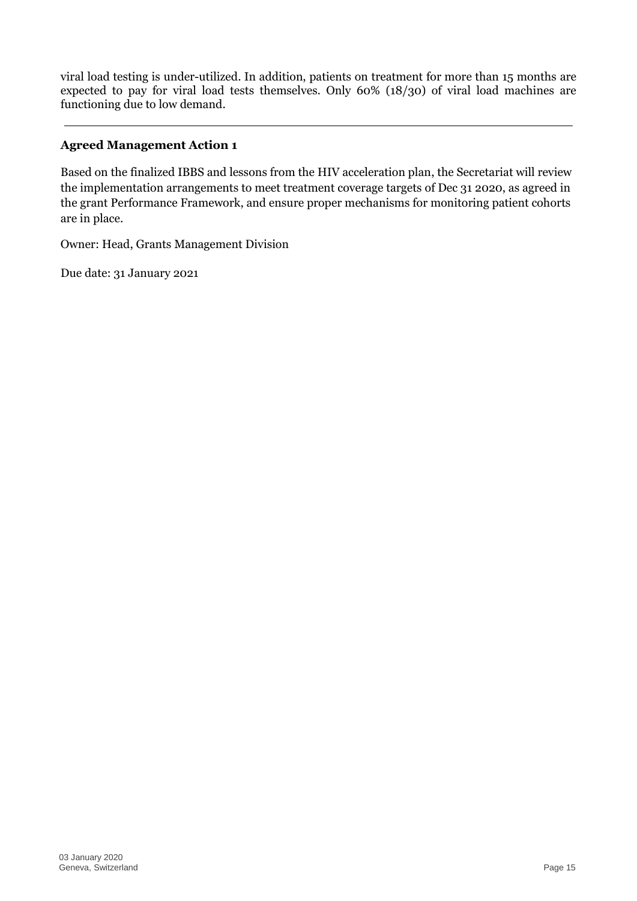viral load testing is under-utilized. In addition, patients on treatment for more than 15 months are expected to pay for viral load tests themselves. Only 60% (18/30) of viral load machines are functioning due to low demand.

---

**Agreed Management Action 1**

Based on the finalized IBBS and lessons from the HIV acceleration plan, the Secretariat will review the implementation arrangements to meet treatment coverage targets of Dec 31 2020, as agreed in the grant Performance Framework, and ensure proper mechanisms for monitoring patient cohorts are in place.

Owner: Head, Grants Management Division

Due date: 31 January 2021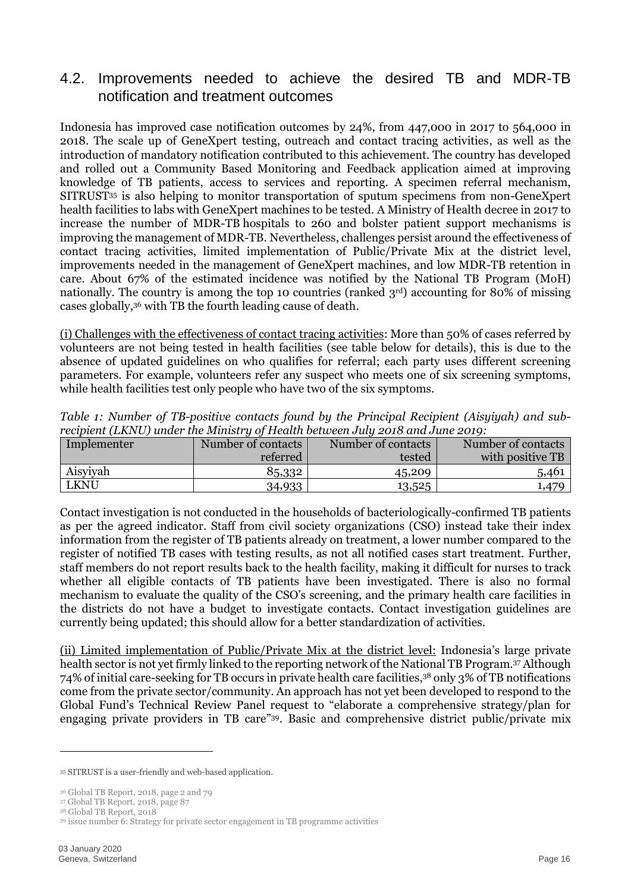## 4.2. Improvements needed to achieve the desired TB and MDR-TB notification and treatment outcomes

Indonesia has improved case notification outcomes by 24%, from 447,000 in 2017 to 564,000 in 2018. The scale up of GeneXpert testing, outreach and contact tracing activities, as well as the introduction of mandatory notification contributed to this achievement. The country has developed and rolled out a Community Based Monitoring and Feedback application aimed at improving knowledge of TB patients, access to services and reporting. A specimen referral mechanism, SITRUST[35] is also helping to monitor transportation of sputum specimens from non-GeneXpert health facilities to labs with GeneXpert machines to be tested. A Ministry of Health decree in 2017 to increase the number of MDR-TB hospitals to 260 and bolster patient support mechanisms is improving the management of MDR-TB. Nevertheless, challenges persist around the effectiveness of contact tracing activities, limited implementation of Public/Private Mix at the district level, improvements needed in the management of GeneXpert machines, and low MDR-TB retention in care. About 67% of the estimated incidence was notified by the National TB Program (MoH) nationally. The country is among the top 10 countries (ranked 3rd) accounting for 80% of missing cases globally,[36] with TB the fourth leading cause of death.

(i) Challenges with the effectiveness of contact tracing activities: More than 50% of cases referred by volunteers are not being tested in health facilities (see table below for details), this is due to the absence of updated guidelines on who qualifies for referral; each party uses different screening parameters. For example, volunteers refer any suspect who meets one of six screening symptoms, while health facilities test only people who have two of the six symptoms.

*Table 1: Number of TB-positive contacts found by the Principal Recipient (Aisyiyah) and sub-recipient (LKNU) under the Ministry of Health between July 2018 and June 2019:*

| Implementer | Number of contacts referred | Number of contacts tested | Number of contacts with positive TB |
|---|---|---|---|
| Aisyiyah | 85,332 | 45,209 | 5,461 |
| LKNU | 34,933 | 13,525 | 1,479 |

Contact investigation is not conducted in the households of bacteriologically-confirmed TB patients as per the agreed indicator. Staff from civil society organizations (CSO) instead take their index information from the register of TB patients already on treatment, a lower number compared to the register of notified TB cases with testing results, as not all notified cases start treatment. Further, staff members do not report results back to the health facility, making it difficult for nurses to track whether all eligible contacts of TB patients have been investigated. There is also no formal mechanism to evaluate the quality of the CSO's screening, and the primary health care facilities in the districts do not have a budget to investigate contacts. Contact investigation guidelines are currently being updated; this should allow for a better standardization of activities.

(ii) Limited implementation of Public/Private Mix at the district level: Indonesia's large private health sector is not yet firmly linked to the reporting network of the National TB Program.[37] Although 74% of initial care-seeking for TB occurs in private health care facilities,[38] only 3% of TB notifications come from the private sector/community. An approach has not yet been developed to respond to the Global Fund's Technical Review Panel request to "elaborate a comprehensive strategy/plan for engaging private providers in TB care"[39]. Basic and comprehensive district public/private mix

---

[35] SITRUST is a user-friendly and web-based application.

[36] Global TB Report, 2018, page 2 and 79

[37] Global TB Report, 2018, page 87

[38] Global TB Report, 2018

[39] issue number 6: Strategy for private sector engagement in TB programme activities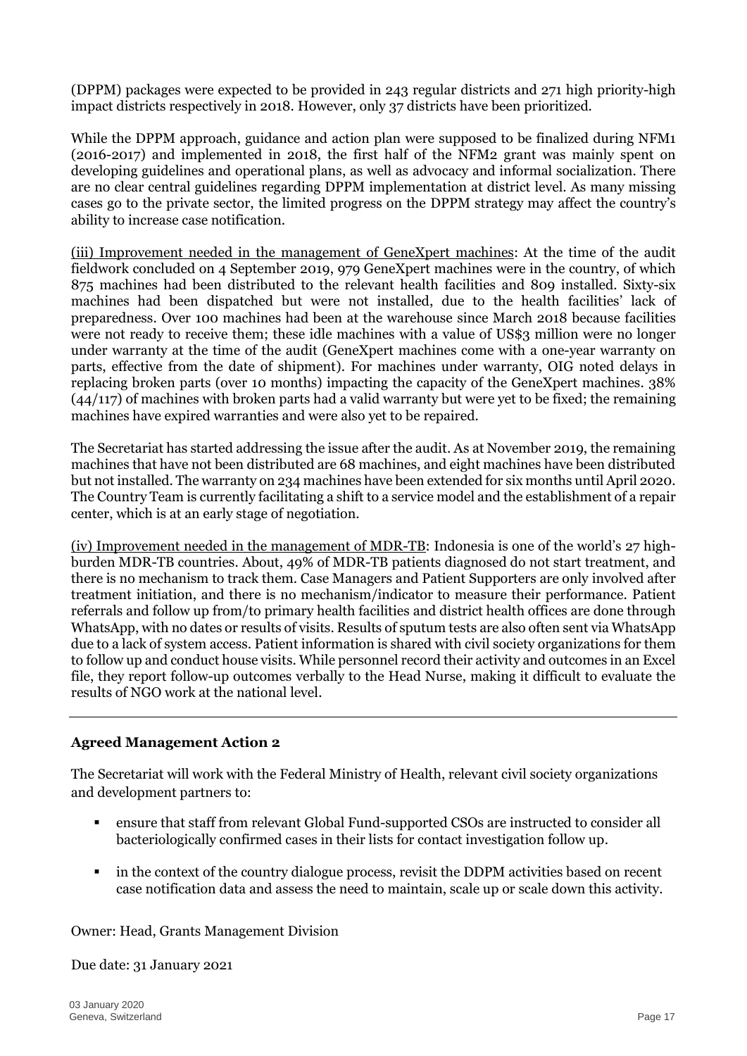(DPPM) packages were expected to be provided in 243 regular districts and 271 high priority-high impact districts respectively in 2018. However, only 37 districts have been prioritized.

While the DPPM approach, guidance and action plan were supposed to be finalized during NFM1 (2016-2017) and implemented in 2018, the first half of the NFM2 grant was mainly spent on developing guidelines and operational plans, as well as advocacy and informal socialization. There are no clear central guidelines regarding DPPM implementation at district level. As many missing cases go to the private sector, the limited progress on the DPPM strategy may affect the country's ability to increase case notification.

(iii) Improvement needed in the management of GeneXpert machines: At the time of the audit fieldwork concluded on 4 September 2019, 979 GeneXpert machines were in the country, of which 875 machines had been distributed to the relevant health facilities and 809 installed. Sixty-six machines had been dispatched but were not installed, due to the health facilities' lack of preparedness. Over 100 machines had been at the warehouse since March 2018 because facilities were not ready to receive them; these idle machines with a value of US$3 million were no longer under warranty at the time of the audit (GeneXpert machines come with a one-year warranty on parts, effective from the date of shipment). For machines under warranty, OIG noted delays in replacing broken parts (over 10 months) impacting the capacity of the GeneXpert machines. 38% (44/117) of machines with broken parts had a valid warranty but were yet to be fixed; the remaining machines have expired warranties and were also yet to be repaired.

The Secretariat has started addressing the issue after the audit. As at November 2019, the remaining machines that have not been distributed are 68 machines, and eight machines have been distributed but not installed. The warranty on 234 machines have been extended for six months until April 2020. The Country Team is currently facilitating a shift to a service model and the establishment of a repair center, which is at an early stage of negotiation.

(iv) Improvement needed in the management of MDR-TB: Indonesia is one of the world's 27 high-burden MDR-TB countries. About, 49% of MDR-TB patients diagnosed do not start treatment, and there is no mechanism to track them. Case Managers and Patient Supporters are only involved after treatment initiation, and there is no mechanism/indicator to measure their performance. Patient referrals and follow up from/to primary health facilities and district health offices are done through WhatsApp, with no dates or results of visits. Results of sputum tests are also often sent via WhatsApp due to a lack of system access. Patient information is shared with civil society organizations for them to follow up and conduct house visits. While personnel record their activity and outcomes in an Excel file, they report follow-up outcomes verbally to the Head Nurse, making it difficult to evaluate the results of NGO work at the national level.

---

**Agreed Management Action 2**

The Secretariat will work with the Federal Ministry of Health, relevant civil society organizations and development partners to:

- ensure that staff from relevant Global Fund-supported CSOs are instructed to consider all bacteriologically confirmed cases in their lists for contact investigation follow up.
- in the context of the country dialogue process, revisit the DDPM activities based on recent case notification data and assess the need to maintain, scale up or scale down this activity.

Owner: Head, Grants Management Division

Due date: 31 January 2021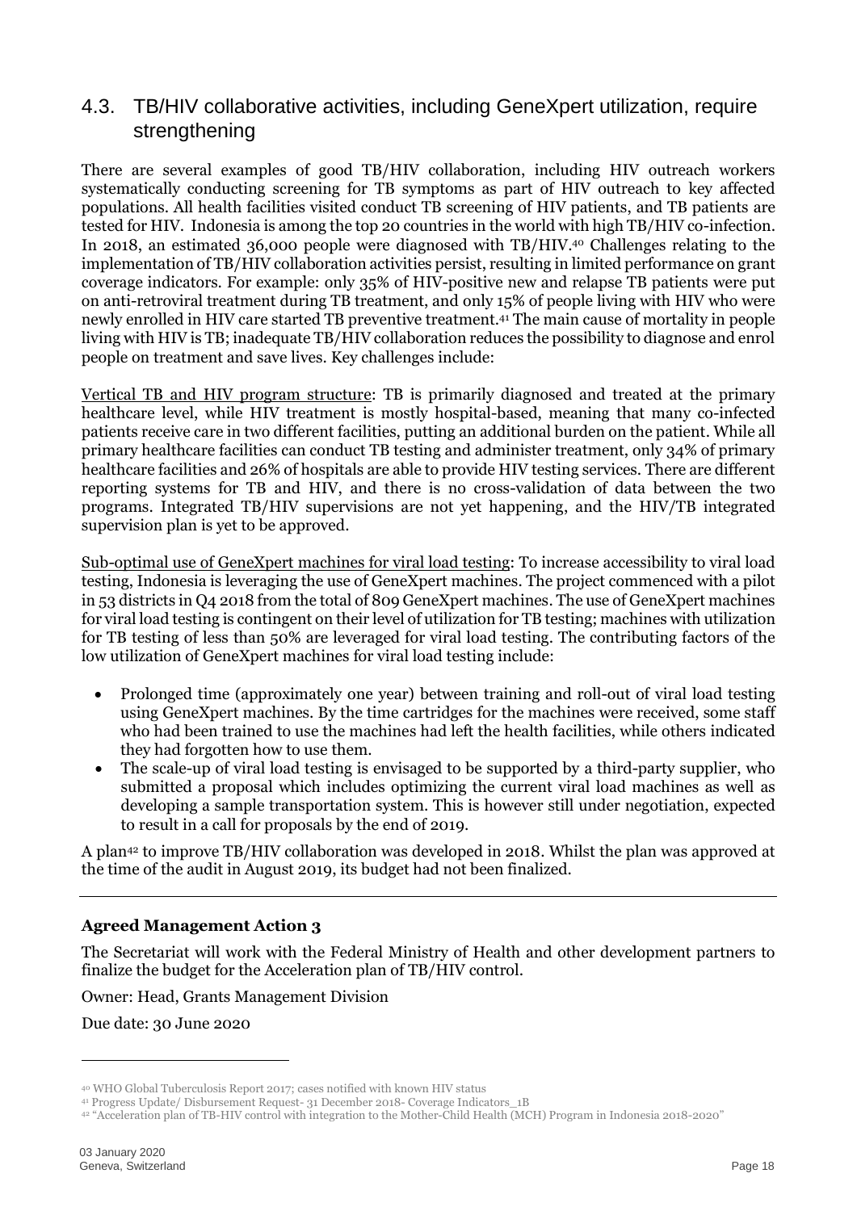## 4.3. TB/HIV collaborative activities, including GeneXpert utilization, require strengthening

There are several examples of good TB/HIV collaboration, including HIV outreach workers systematically conducting screening for TB symptoms as part of HIV outreach to key affected populations. All health facilities visited conduct TB screening of HIV patients, and TB patients are tested for HIV. Indonesia is among the top 20 countries in the world with high TB/HIV co-infection. In 2018, an estimated 36,000 people were diagnosed with TB/HIV.[40] Challenges relating to the implementation of TB/HIV collaboration activities persist, resulting in limited performance on grant coverage indicators. For example: only 35% of HIV-positive new and relapse TB patients were put on anti-retroviral treatment during TB treatment, and only 15% of people living with HIV who were newly enrolled in HIV care started TB preventive treatment.[41] The main cause of mortality in people living with HIV is TB; inadequate TB/HIV collaboration reduces the possibility to diagnose and enrol people on treatment and save lives. Key challenges include:

Vertical TB and HIV program structure: TB is primarily diagnosed and treated at the primary healthcare level, while HIV treatment is mostly hospital-based, meaning that many co-infected patients receive care in two different facilities, putting an additional burden on the patient. While all primary healthcare facilities can conduct TB testing and administer treatment, only 34% of primary healthcare facilities and 26% of hospitals are able to provide HIV testing services. There are different reporting systems for TB and HIV, and there is no cross-validation of data between the two programs. Integrated TB/HIV supervisions are not yet happening, and the HIV/TB integrated supervision plan is yet to be approved.

Sub-optimal use of GeneXpert machines for viral load testing: To increase accessibility to viral load testing, Indonesia is leveraging the use of GeneXpert machines. The project commenced with a pilot in 53 districts in Q4 2018 from the total of 809 GeneXpert machines. The use of GeneXpert machines for viral load testing is contingent on their level of utilization for TB testing; machines with utilization for TB testing of less than 50% are leveraged for viral load testing. The contributing factors of the low utilization of GeneXpert machines for viral load testing include:

- Prolonged time (approximately one year) between training and roll-out of viral load testing using GeneXpert machines. By the time cartridges for the machines were received, some staff who had been trained to use the machines had left the health facilities, while others indicated they had forgotten how to use them.
- The scale-up of viral load testing is envisaged to be supported by a third-party supplier, who submitted a proposal which includes optimizing the current viral load machines as well as developing a sample transportation system. This is however still under negotiation, expected to result in a call for proposals by the end of 2019.

A plan[42] to improve TB/HIV collaboration was developed in 2018. Whilst the plan was approved at the time of the audit in August 2019, its budget had not been finalized.

---

**Agreed Management Action 3**

The Secretariat will work with the Federal Ministry of Health and other development partners to finalize the budget for the Acceleration plan of TB/HIV control.

Owner: Head, Grants Management Division

Due date: 30 June 2020

---

[40] WHO Global Tuberculosis Report 2017; cases notified with known HIV status

[41] Progress Update/ Disbursement Request- 31 December 2018- Coverage Indicators_1B

[42] "Acceleration plan of TB-HIV control with integration to the Mother-Child Health (MCH) Program in Indonesia 2018-2020"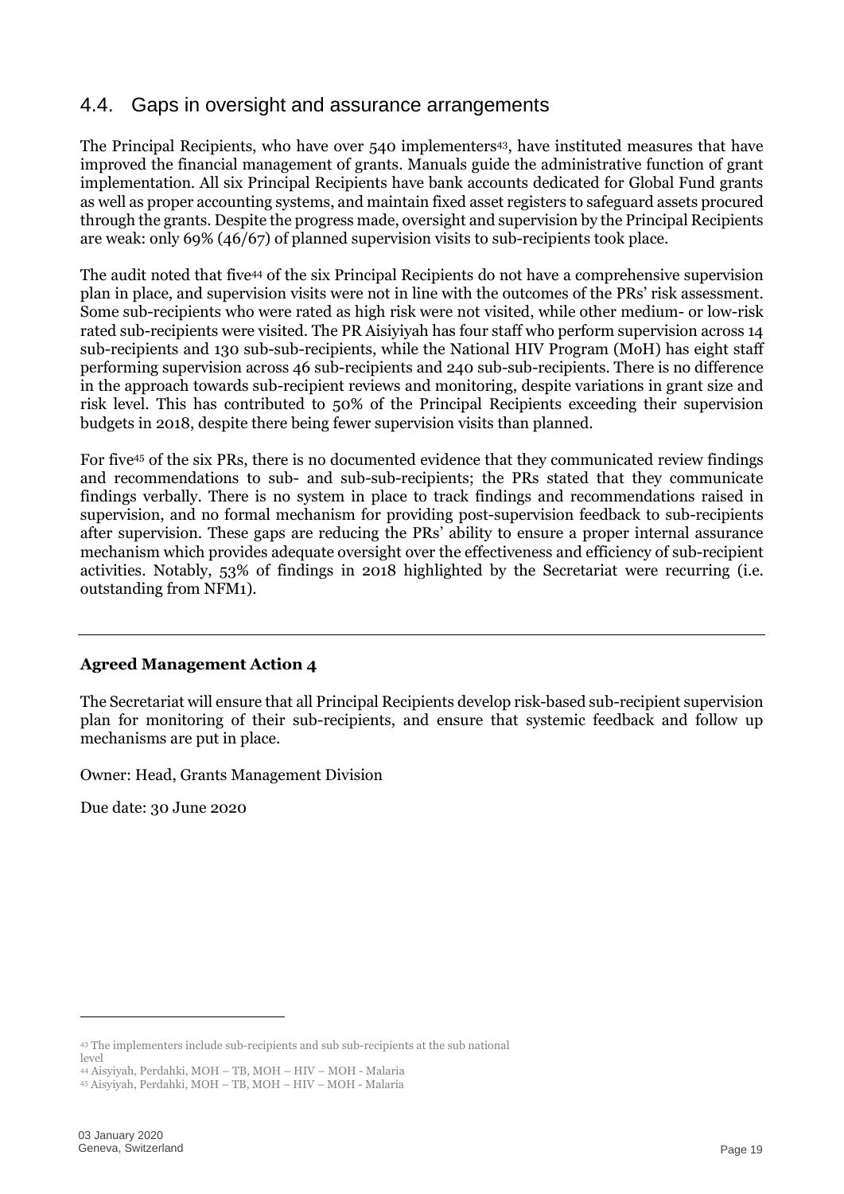## 4.4. Gaps in oversight and assurance arrangements

The Principal Recipients, who have over 540 implementers[43], have instituted measures that have improved the financial management of grants. Manuals guide the administrative function of grant implementation. All six Principal Recipients have bank accounts dedicated for Global Fund grants as well as proper accounting systems, and maintain fixed asset registers to safeguard assets procured through the grants. Despite the progress made, oversight and supervision by the Principal Recipients are weak: only 69% (46/67) of planned supervision visits to sub-recipients took place.

The audit noted that five[44] of the six Principal Recipients do not have a comprehensive supervision plan in place, and supervision visits were not in line with the outcomes of the PRs' risk assessment. Some sub-recipients who were rated as high risk were not visited, while other medium- or low-risk rated sub-recipients were visited. The PR Aisiyiyah has four staff who perform supervision across 14 sub-recipients and 130 sub-sub-recipients, while the National HIV Program (MoH) has eight staff performing supervision across 46 sub-recipients and 240 sub-sub-recipients. There is no difference in the approach towards sub-recipient reviews and monitoring, despite variations in grant size and risk level. This has contributed to 50% of the Principal Recipients exceeding their supervision budgets in 2018, despite there being fewer supervision visits than planned.

For five[45] of the six PRs, there is no documented evidence that they communicated review findings and recommendations to sub- and sub-sub-recipients; the PRs stated that they communicate findings verbally. There is no system in place to track findings and recommendations raised in supervision, and no formal mechanism for providing post-supervision feedback to sub-recipients after supervision. These gaps are reducing the PRs' ability to ensure a proper internal assurance mechanism which provides adequate oversight over the effectiveness and efficiency of sub-recipient activities. Notably, 53% of findings in 2018 highlighted by the Secretariat were recurring (i.e. outstanding from NFM1).

---

**Agreed Management Action 4**

The Secretariat will ensure that all Principal Recipients develop risk-based sub-recipient supervision plan for monitoring of their sub-recipients, and ensure that systemic feedback and follow up mechanisms are put in place.

Owner: Head, Grants Management Division

Due date: 30 June 2020

---

[43] The implementers include sub-recipients and sub sub-recipients at the sub national level

[44] Aisyiyah, Perdahki, MOH – TB, MOH – HIV – MOH - Malaria

[45] Aisyiyah, Perdahki, MOH – TB, MOH – HIV – MOH - Malaria

03 January 2020
Geneva, Switzerland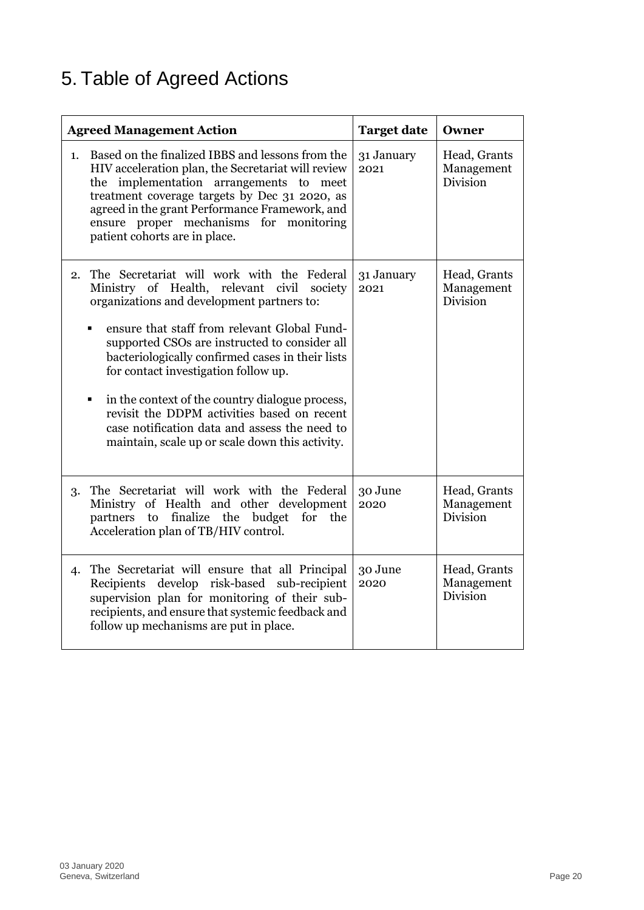# 5. Table of Agreed Actions

| Agreed Management Action | Target date | Owner |
|---|---|---|
| 1. Based on the finalized IBBS and lessons from the HIV acceleration plan, the Secretariat will review the implementation arrangements to meet treatment coverage targets by Dec 31 2020, as agreed in the grant Performance Framework, and ensure proper mechanisms for monitoring patient cohorts are in place. | 31 January 2021 | Head, Grants Management Division |
| 2. The Secretariat will work with the Federal Ministry of Health, relevant civil society organizations and development partners to: <br>▪ ensure that staff from relevant Global Fund-supported CSOs are instructed to consider all bacteriologically confirmed cases in their lists for contact investigation follow up. <br>▪ in the context of the country dialogue process, revisit the DDPM activities based on recent case notification data and assess the need to maintain, scale up or scale down this activity. | 31 January 2021 | Head, Grants Management Division |
| 3. The Secretariat will work with the Federal Ministry of Health and other development partners to finalize the budget for the Acceleration plan of TB/HIV control. | 30 June 2020 | Head, Grants Management Division |
| 4. The Secretariat will ensure that all Principal Recipients develop risk-based sub-recipient supervision plan for monitoring of their sub-recipients, and ensure that systemic feedback and follow up mechanisms are put in place. | 30 June 2020 | Head, Grants Management Division |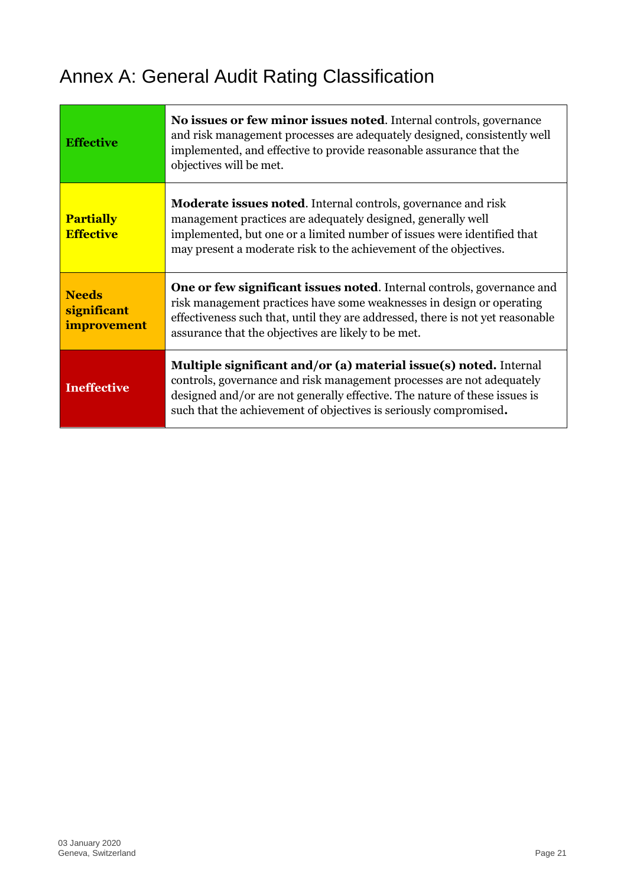# Annex A: General Audit Rating Classification

| | |
|---|---|
| **Effective** | **No issues or few minor issues noted**. Internal controls, governance and risk management processes are adequately designed, consistently well implemented, and effective to provide reasonable assurance that the objectives will be met. |
| **Partially Effective** | **Moderate issues noted**. Internal controls, governance and risk management practices are adequately designed, generally well implemented, but one or a limited number of issues were identified that may present a moderate risk to the achievement of the objectives. |
| **Needs significant improvement** | **One or few significant issues noted**. Internal controls, governance and risk management practices have some weaknesses in design or operating effectiveness such that, until they are addressed, there is not yet reasonable assurance that the objectives are likely to be met. |
| **Ineffective** | **Multiple significant and/or (a) material issue(s) noted.** Internal controls, governance and risk management processes are not adequately designed and/or are not generally effective. The nature of these issues is such that the achievement of objectives is seriously compromised**.** |

03 January 2020
Geneva, Switzerland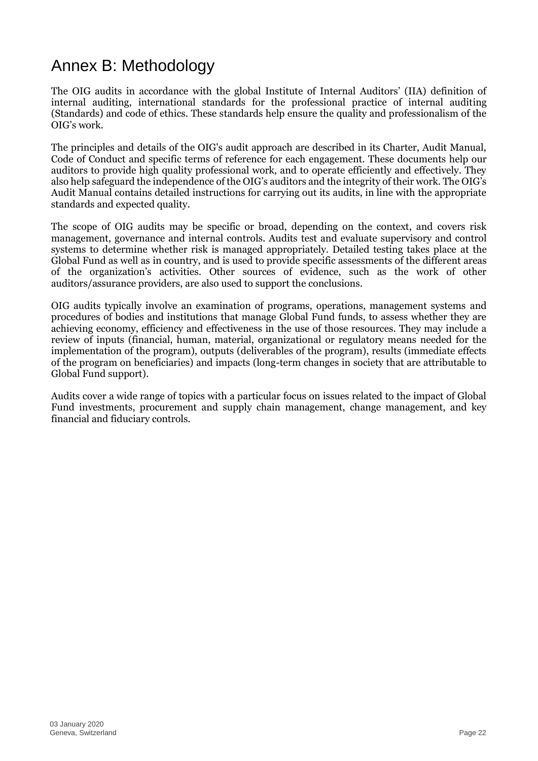# Annex B: Methodology

The OIG audits in accordance with the global Institute of Internal Auditors' (IIA) definition of internal auditing, international standards for the professional practice of internal auditing (Standards) and code of ethics. These standards help ensure the quality and professionalism of the OIG's work.

The principles and details of the OIG's audit approach are described in its Charter, Audit Manual, Code of Conduct and specific terms of reference for each engagement. These documents help our auditors to provide high quality professional work, and to operate efficiently and effectively. They also help safeguard the independence of the OIG's auditors and the integrity of their work. The OIG's Audit Manual contains detailed instructions for carrying out its audits, in line with the appropriate standards and expected quality.

The scope of OIG audits may be specific or broad, depending on the context, and covers risk management, governance and internal controls. Audits test and evaluate supervisory and control systems to determine whether risk is managed appropriately. Detailed testing takes place at the Global Fund as well as in country, and is used to provide specific assessments of the different areas of the organization's activities. Other sources of evidence, such as the work of other auditors/assurance providers, are also used to support the conclusions.

OIG audits typically involve an examination of programs, operations, management systems and procedures of bodies and institutions that manage Global Fund funds, to assess whether they are achieving economy, efficiency and effectiveness in the use of those resources. They may include a review of inputs (financial, human, material, organizational or regulatory means needed for the implementation of the program), outputs (deliverables of the program), results (immediate effects of the program on beneficiaries) and impacts (long-term changes in society that are attributable to Global Fund support).

Audits cover a wide range of topics with a particular focus on issues related to the impact of Global Fund investments, procurement and supply chain management, change management, and key financial and fiduciary controls.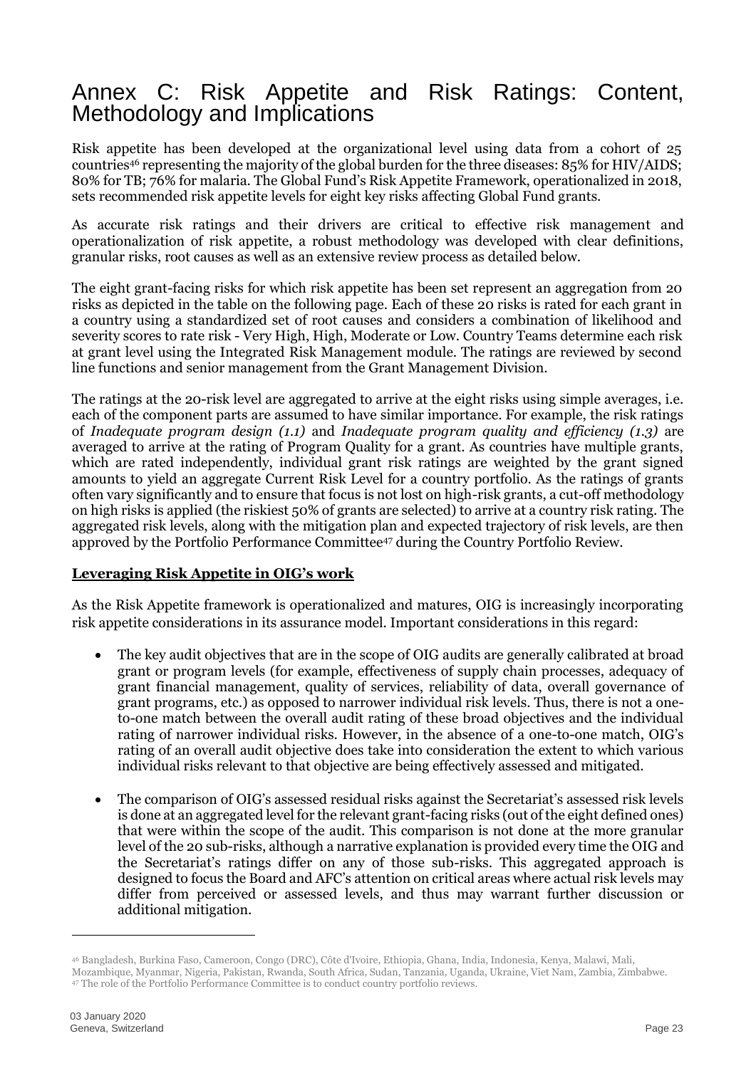# Annex C: Risk Appetite and Risk Ratings: Content, Methodology and Implications

Risk appetite has been developed at the organizational level using data from a cohort of 25 countries[46] representing the majority of the global burden for the three diseases: 85% for HIV/AIDS; 80% for TB; 76% for malaria. The Global Fund's Risk Appetite Framework, operationalized in 2018, sets recommended risk appetite levels for eight key risks affecting Global Fund grants.

As accurate risk ratings and their drivers are critical to effective risk management and operationalization of risk appetite, a robust methodology was developed with clear definitions, granular risks, root causes as well as an extensive review process as detailed below.

The eight grant-facing risks for which risk appetite has been set represent an aggregation from 20 risks as depicted in the table on the following page. Each of these 20 risks is rated for each grant in a country using a standardized set of root causes and considers a combination of likelihood and severity scores to rate risk - Very High, High, Moderate or Low. Country Teams determine each risk at grant level using the Integrated Risk Management module. The ratings are reviewed by second line functions and senior management from the Grant Management Division.

The ratings at the 20-risk level are aggregated to arrive at the eight risks using simple averages, i.e. each of the component parts are assumed to have similar importance. For example, the risk ratings of *Inadequate program design (1.1)* and *Inadequate program quality and efficiency (1.3)* are averaged to arrive at the rating of Program Quality for a grant. As countries have multiple grants, which are rated independently, individual grant risk ratings are weighted by the grant signed amounts to yield an aggregate Current Risk Level for a country portfolio. As the ratings of grants often vary significantly and to ensure that focus is not lost on high-risk grants, a cut-off methodology on high risks is applied (the riskiest 50% of grants are selected) to arrive at a country risk rating. The aggregated risk levels, along with the mitigation plan and expected trajectory of risk levels, are then approved by the Portfolio Performance Committee[47] during the Country Portfolio Review.

**Leveraging Risk Appetite in OIG's work**

As the Risk Appetite framework is operationalized and matures, OIG is increasingly incorporating risk appetite considerations in its assurance model. Important considerations in this regard:

- The key audit objectives that are in the scope of OIG audits are generally calibrated at broad grant or program levels (for example, effectiveness of supply chain processes, adequacy of grant financial management, quality of services, reliability of data, overall governance of grant programs, etc.) as opposed to narrower individual risk levels. Thus, there is not a one-to-one match between the overall audit rating of these broad objectives and the individual rating of narrower individual risks. However, in the absence of a one-to-one match, OIG's rating of an overall audit objective does take into consideration the extent to which various individual risks relevant to that objective are being effectively assessed and mitigated.

- The comparison of OIG's assessed residual risks against the Secretariat's assessed risk levels is done at an aggregated level for the relevant grant-facing risks (out of the eight defined ones) that were within the scope of the audit. This comparison is not done at the more granular level of the 20 sub-risks, although a narrative explanation is provided every time the OIG and the Secretariat's ratings differ on any of those sub-risks. This aggregated approach is designed to focus the Board and AFC's attention on critical areas where actual risk levels may differ from perceived or assessed levels, and thus may warrant further discussion or additional mitigation.

---

[46] Bangladesh, Burkina Faso, Cameroon, Congo (DRC), Côte d'Ivoire, Ethiopia, Ghana, India, Indonesia, Kenya, Malawi, Mali, Mozambique, Myanmar, Nigeria, Pakistan, Rwanda, South Africa, Sudan, Tanzania, Uganda, Ukraine, Viet Nam, Zambia, Zimbabwe.

[47] The role of the Portfolio Performance Committee is to conduct country portfolio reviews.

03 January 2020
Geneva, Switzerland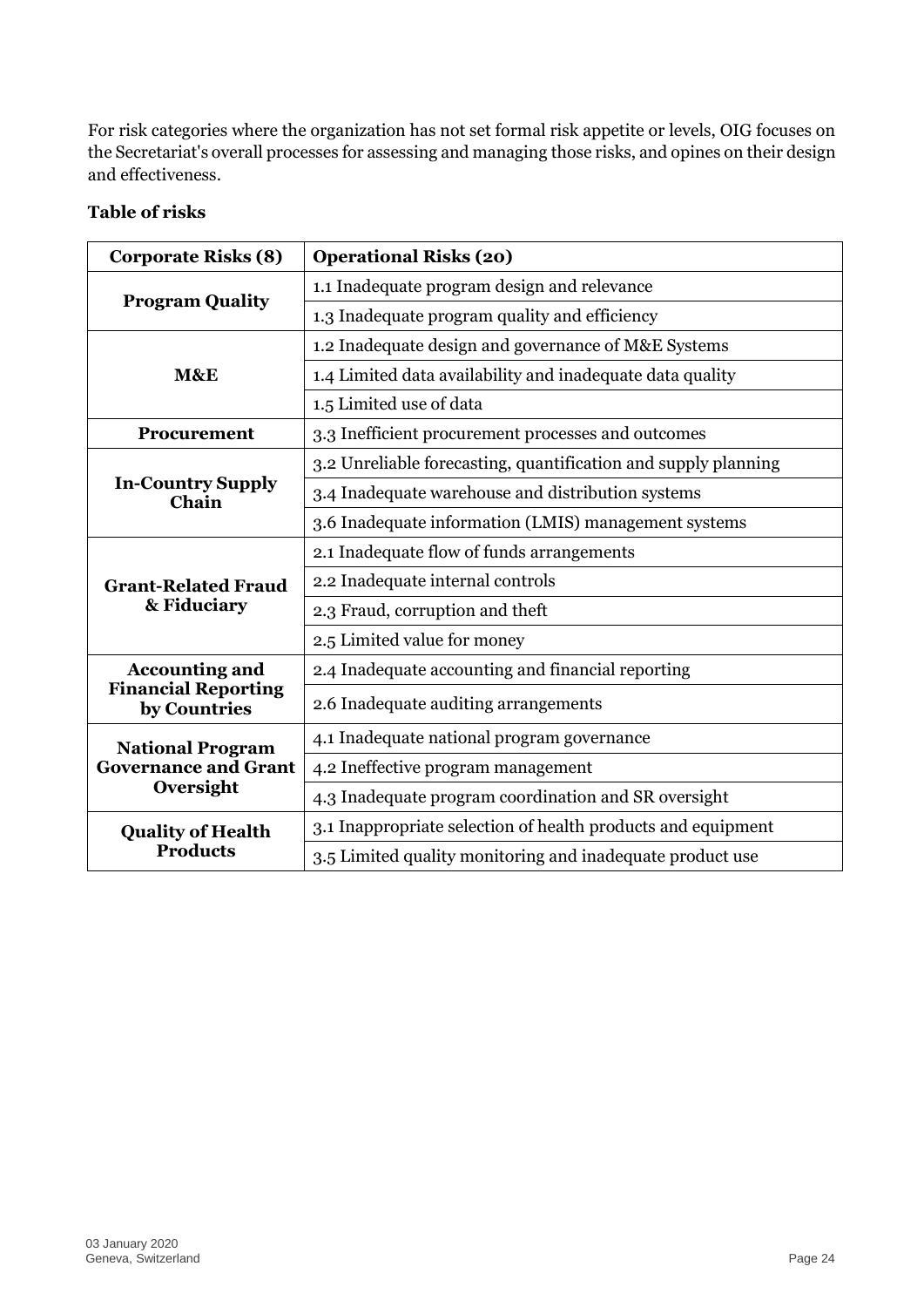For risk categories where the organization has not set formal risk appetite or levels, OIG focuses on the Secretariat's overall processes for assessing and managing those risks, and opines on their design and effectiveness.

**Table of risks**

| Corporate Risks (8) | Operational Risks (20) |
|---|---|
| **Program Quality** | 1.1 Inadequate program design and relevance |
| | 1.3 Inadequate program quality and efficiency |
| **M&E** | 1.2 Inadequate design and governance of M&E Systems |
| | 1.4 Limited data availability and inadequate data quality |
| | 1.5 Limited use of data |
| **Procurement** | 3.3 Inefficient procurement processes and outcomes |
| **In-Country Supply Chain** | 3.2 Unreliable forecasting, quantification and supply planning |
| | 3.4 Inadequate warehouse and distribution systems |
| | 3.6 Inadequate information (LMIS) management systems |
| **Grant-Related Fraud & Fiduciary** | 2.1 Inadequate flow of funds arrangements |
| | 2.2 Inadequate internal controls |
| | 2.3 Fraud, corruption and theft |
| | 2.5 Limited value for money |
| **Accounting and Financial Reporting by Countries** | 2.4 Inadequate accounting and financial reporting |
| | 2.6 Inadequate auditing arrangements |
| **National Program Governance and Grant Oversight** | 4.1 Inadequate national program governance |
| | 4.2 Ineffective program management |
| | 4.3 Inadequate program coordination and SR oversight |
| **Quality of Health Products** | 3.1 Inappropriate selection of health products and equipment |
| | 3.5 Limited quality monitoring and inadequate product use |

03 January 2020
Geneva, Switzerland